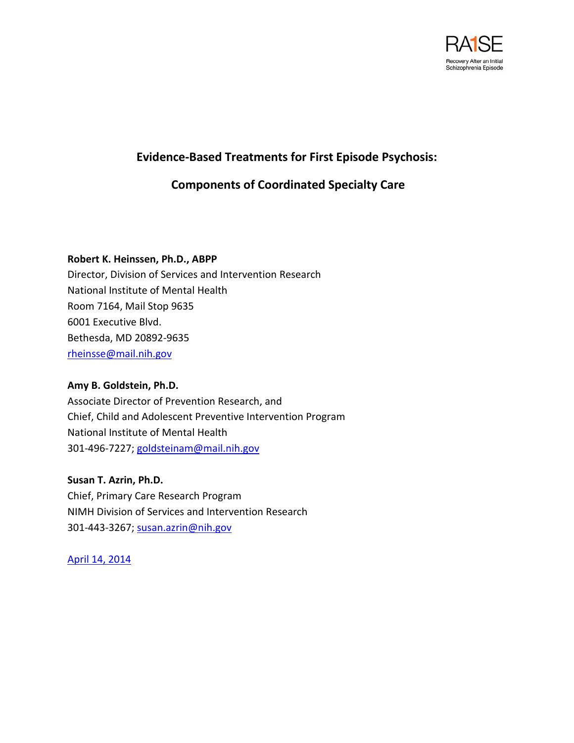RA1SE
Recovery After an Initial Schizophrenia Episode

# Evidence-Based Treatments for First Episode Psychosis:

# Components of Coordinated Specialty Care

**Robert K. Heinssen, Ph.D., ABPP**
Director, Division of Services and Intervention Research
National Institute of Mental Health
Room 7164, Mail Stop 9635
6001 Executive Blvd.
Bethesda, MD 20892-9635
rheinsse@mail.nih.gov

**Amy B. Goldstein, Ph.D.**
Associate Director of Prevention Research, and
Chief, Child and Adolescent Preventive Intervention Program
National Institute of Mental Health
301-496-7227; goldsteinam@mail.nih.gov

**Susan T. Azrin, Ph.D.**
Chief, Primary Care Research Program
NIMH Division of Services and Intervention Research
301-443-3267; susan.azrin@nih.gov

April 14, 2014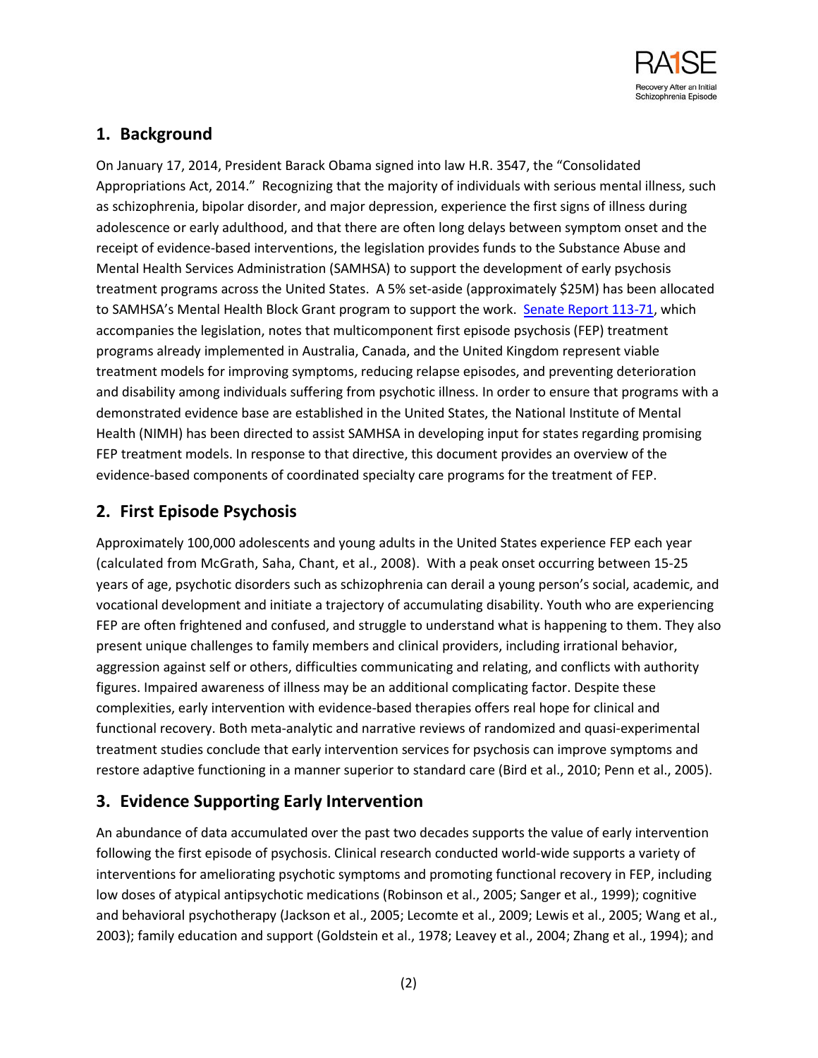## 1. Background

On January 17, 2014, President Barack Obama signed into law H.R. 3547, the "Consolidated Appropriations Act, 2014." Recognizing that the majority of individuals with serious mental illness, such as schizophrenia, bipolar disorder, and major depression, experience the first signs of illness during adolescence or early adulthood, and that there are often long delays between symptom onset and the receipt of evidence-based interventions, the legislation provides funds to the Substance Abuse and Mental Health Services Administration (SAMHSA) to support the development of early psychosis treatment programs across the United States. A 5% set-aside (approximately $25M) has been allocated to SAMHSA's Mental Health Block Grant program to support the work. Senate Report 113-71, which accompanies the legislation, notes that multicomponent first episode psychosis (FEP) treatment programs already implemented in Australia, Canada, and the United Kingdom represent viable treatment models for improving symptoms, reducing relapse episodes, and preventing deterioration and disability among individuals suffering from psychotic illness. In order to ensure that programs with a demonstrated evidence base are established in the United States, the National Institute of Mental Health (NIMH) has been directed to assist SAMHSA in developing input for states regarding promising FEP treatment models. In response to that directive, this document provides an overview of the evidence-based components of coordinated specialty care programs for the treatment of FEP.

## 2. First Episode Psychosis

Approximately 100,000 adolescents and young adults in the United States experience FEP each year (calculated from McGrath, Saha, Chant, et al., 2008). With a peak onset occurring between 15-25 years of age, psychotic disorders such as schizophrenia can derail a young person's social, academic, and vocational development and initiate a trajectory of accumulating disability. Youth who are experiencing FEP are often frightened and confused, and struggle to understand what is happening to them. They also present unique challenges to family members and clinical providers, including irrational behavior, aggression against self or others, difficulties communicating and relating, and conflicts with authority figures. Impaired awareness of illness may be an additional complicating factor. Despite these complexities, early intervention with evidence-based therapies offers real hope for clinical and functional recovery. Both meta-analytic and narrative reviews of randomized and quasi-experimental treatment studies conclude that early intervention services for psychosis can improve symptoms and restore adaptive functioning in a manner superior to standard care (Bird et al., 2010; Penn et al., 2005).

## 3. Evidence Supporting Early Intervention

An abundance of data accumulated over the past two decades supports the value of early intervention following the first episode of psychosis. Clinical research conducted world-wide supports a variety of interventions for ameliorating psychotic symptoms and promoting functional recovery in FEP, including low doses of atypical antipsychotic medications (Robinson et al., 2005; Sanger et al., 1999); cognitive and behavioral psychotherapy (Jackson et al., 2005; Lecomte et al., 2009; Lewis et al., 2005; Wang et al., 2003); family education and support (Goldstein et al., 1978; Leavey et al., 2004; Zhang et al., 1994); and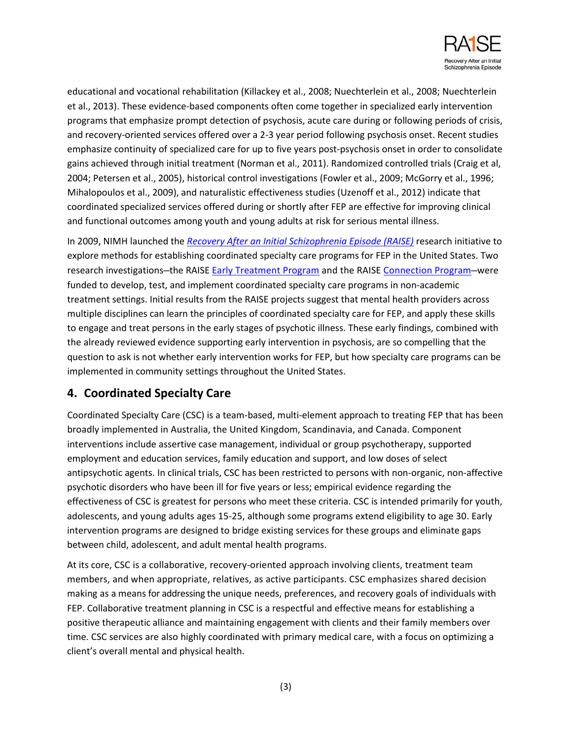educational and vocational rehabilitation (Killackey et al., 2008; Nuechterlein et al., 2008; Nuechterlein et al., 2013). These evidence-based components often come together in specialized early intervention programs that emphasize prompt detection of psychosis, acute care during or following periods of crisis, and recovery-oriented services offered over a 2-3 year period following psychosis onset. Recent studies emphasize continuity of specialized care for up to five years post-psychosis onset in order to consolidate gains achieved through initial treatment (Norman et al., 2011). Randomized controlled trials (Craig et al, 2004; Petersen et al., 2005), historical control investigations (Fowler et al., 2009; McGorry et al., 1996; Mihalopoulos et al., 2009), and naturalistic effectiveness studies (Uzenoff et al., 2012) indicate that coordinated specialized services offered during or shortly after FEP are effective for improving clinical and functional outcomes among youth and young adults at risk for serious mental illness.

In 2009, NIMH launched the *Recovery After an Initial Schizophrenia Episode (RAISE)* research initiative to explore methods for establishing coordinated specialty care programs for FEP in the United States. Two research investigations—the RAISE Early Treatment Program and the RAISE Connection Program—were funded to develop, test, and implement coordinated specialty care programs in non-academic treatment settings. Initial results from the RAISE projects suggest that mental health providers across multiple disciplines can learn the principles of coordinated specialty care for FEP, and apply these skills to engage and treat persons in the early stages of psychotic illness. These early findings, combined with the already reviewed evidence supporting early intervention in psychosis, are so compelling that the question to ask is not whether early intervention works for FEP, but how specialty care programs can be implemented in community settings throughout the United States.

## 4. Coordinated Specialty Care

Coordinated Specialty Care (CSC) is a team-based, multi-element approach to treating FEP that has been broadly implemented in Australia, the United Kingdom, Scandinavia, and Canada. Component interventions include assertive case management, individual or group psychotherapy, supported employment and education services, family education and support, and low doses of select antipsychotic agents. In clinical trials, CSC has been restricted to persons with non-organic, non-affective psychotic disorders who have been ill for five years or less; empirical evidence regarding the effectiveness of CSC is greatest for persons who meet these criteria. CSC is intended primarily for youth, adolescents, and young adults ages 15-25, although some programs extend eligibility to age 30. Early intervention programs are designed to bridge existing services for these groups and eliminate gaps between child, adolescent, and adult mental health programs.

At its core, CSC is a collaborative, recovery-oriented approach involving clients, treatment team members, and when appropriate, relatives, as active participants. CSC emphasizes shared decision making as a means for addressing the unique needs, preferences, and recovery goals of individuals with FEP. Collaborative treatment planning in CSC is a respectful and effective means for establishing a positive therapeutic alliance and maintaining engagement with clients and their family members over time. CSC services are also highly coordinated with primary medical care, with a focus on optimizing a client's overall mental and physical health.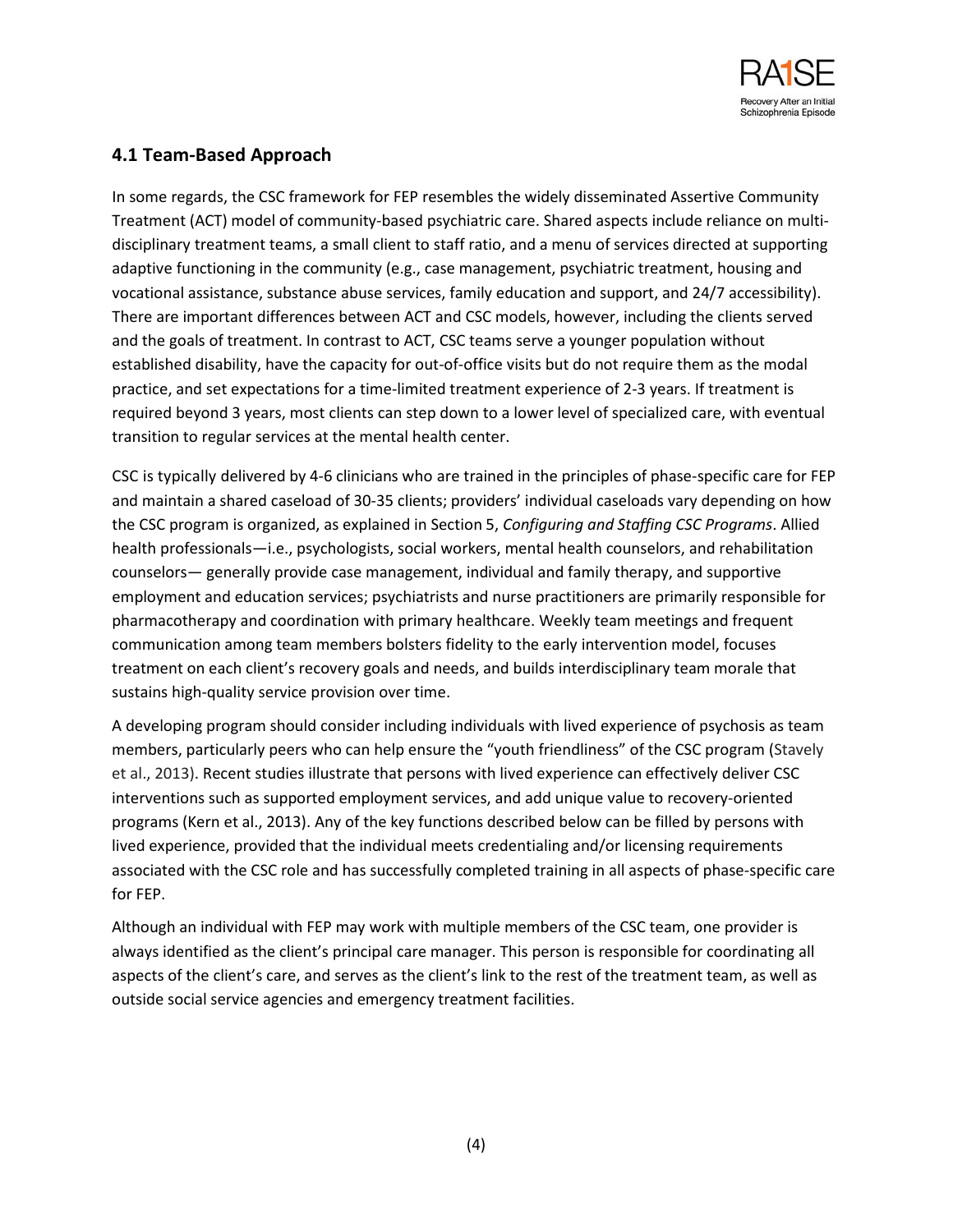## 4.1 Team-Based Approach

In some regards, the CSC framework for FEP resembles the widely disseminated Assertive Community Treatment (ACT) model of community-based psychiatric care. Shared aspects include reliance on multi-disciplinary treatment teams, a small client to staff ratio, and a menu of services directed at supporting adaptive functioning in the community (e.g., case management, psychiatric treatment, housing and vocational assistance, substance abuse services, family education and support, and 24/7 accessibility). There are important differences between ACT and CSC models, however, including the clients served and the goals of treatment. In contrast to ACT, CSC teams serve a younger population without established disability, have the capacity for out-of-office visits but do not require them as the modal practice, and set expectations for a time-limited treatment experience of 2-3 years. If treatment is required beyond 3 years, most clients can step down to a lower level of specialized care, with eventual transition to regular services at the mental health center.

CSC is typically delivered by 4-6 clinicians who are trained in the principles of phase-specific care for FEP and maintain a shared caseload of 30-35 clients; providers' individual caseloads vary depending on how the CSC program is organized, as explained in Section 5, *Configuring and Staffing CSC Programs*. Allied health professionals—i.e., psychologists, social workers, mental health counselors, and rehabilitation counselors— generally provide case management, individual and family therapy, and supportive employment and education services; psychiatrists and nurse practitioners are primarily responsible for pharmacotherapy and coordination with primary healthcare. Weekly team meetings and frequent communication among team members bolsters fidelity to the early intervention model, focuses treatment on each client's recovery goals and needs, and builds interdisciplinary team morale that sustains high-quality service provision over time.

A developing program should consider including individuals with lived experience of psychosis as team members, particularly peers who can help ensure the "youth friendliness" of the CSC program (Stavely et al., 2013). Recent studies illustrate that persons with lived experience can effectively deliver CSC interventions such as supported employment services, and add unique value to recovery-oriented programs (Kern et al., 2013). Any of the key functions described below can be filled by persons with lived experience, provided that the individual meets credentialing and/or licensing requirements associated with the CSC role and has successfully completed training in all aspects of phase-specific care for FEP.

Although an individual with FEP may work with multiple members of the CSC team, one provider is always identified as the client's principal care manager. This person is responsible for coordinating all aspects of the client's care, and serves as the client's link to the rest of the treatment team, as well as outside social service agencies and emergency treatment facilities.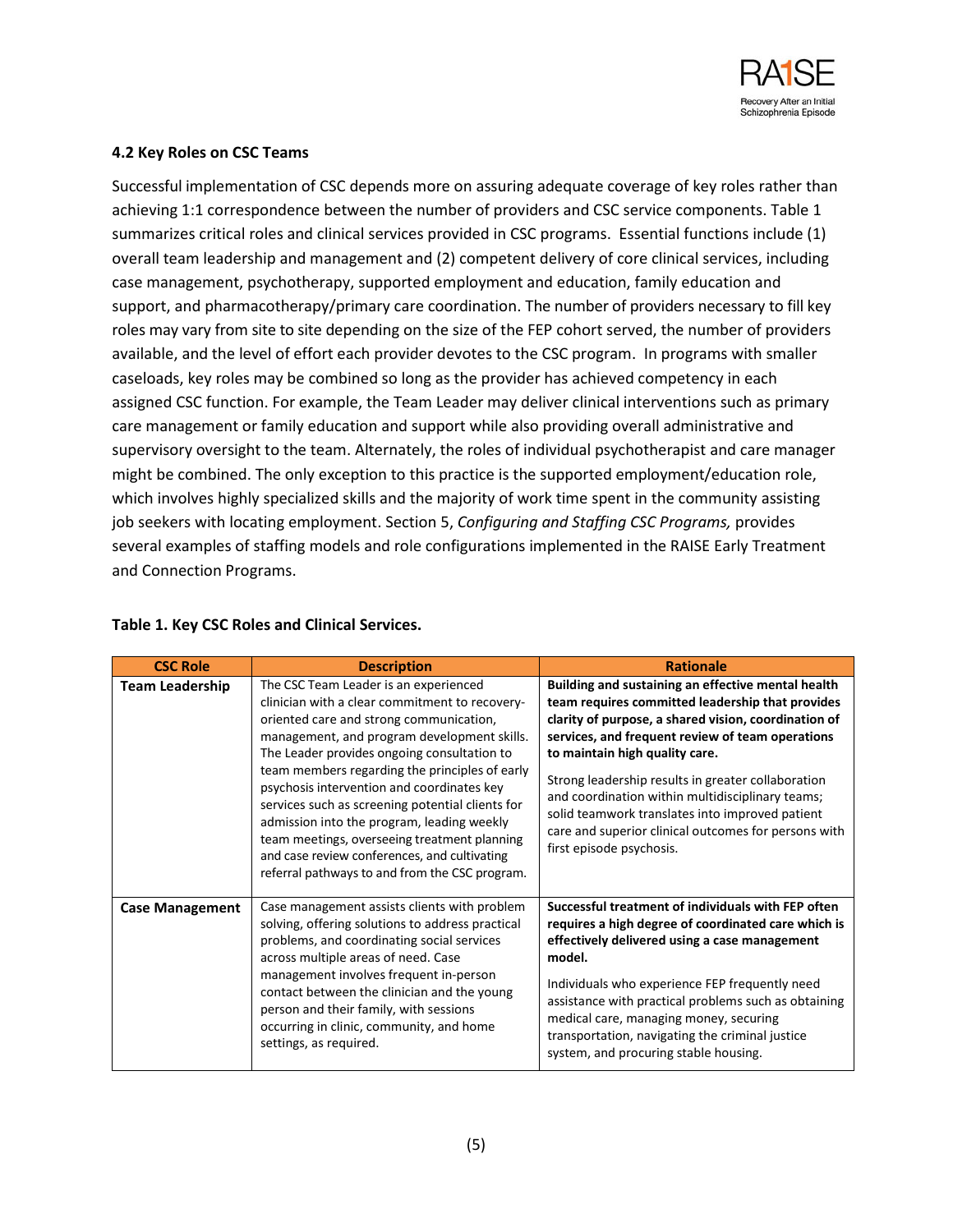### 4.2 Key Roles on CSC Teams

Successful implementation of CSC depends more on assuring adequate coverage of key roles rather than achieving 1:1 correspondence between the number of providers and CSC service components. Table 1 summarizes critical roles and clinical services provided in CSC programs. Essential functions include (1) overall team leadership and management and (2) competent delivery of core clinical services, including case management, psychotherapy, supported employment and education, family education and support, and pharmacotherapy/primary care coordination. The number of providers necessary to fill key roles may vary from site to site depending on the size of the FEP cohort served, the number of providers available, and the level of effort each provider devotes to the CSC program. In programs with smaller caseloads, key roles may be combined so long as the provider has achieved competency in each assigned CSC function. For example, the Team Leader may deliver clinical interventions such as primary care management or family education and support while also providing overall administrative and supervisory oversight to the team. Alternately, the roles of individual psychotherapist and care manager might be combined. The only exception to this practice is the supported employment/education role, which involves highly specialized skills and the majority of work time spent in the community assisting job seekers with locating employment. Section 5, *Configuring and Staffing CSC Programs,* provides several examples of staffing models and role configurations implemented in the RAISE Early Treatment and Connection Programs.

**Table 1. Key CSC Roles and Clinical Services.**

| CSC Role | Description | Rationale |
|---|---|---|
| **Team Leadership** | The CSC Team Leader is an experienced clinician with a clear commitment to recovery-oriented care and strong communication, management, and program development skills. The Leader provides ongoing consultation to team members regarding the principles of early psychosis intervention and coordinates key services such as screening potential clients for admission into the program, leading weekly team meetings, overseeing treatment planning and case review conferences, and cultivating referral pathways to and from the CSC program. | **Building and sustaining an effective mental health team requires committed leadership that provides clarity of purpose, a shared vision, coordination of services, and frequent review of team operations to maintain high quality care.** Strong leadership results in greater collaboration and coordination within multidisciplinary teams; solid teamwork translates into improved patient care and superior clinical outcomes for persons with first episode psychosis. |
| **Case Management** | Case management assists clients with problem solving, offering solutions to address practical problems, and coordinating social services across multiple areas of need. Case management involves frequent in-person contact between the clinician and the young person and their family, with sessions occurring in clinic, community, and home settings, as required. | **Successful treatment of individuals with FEP often requires a high degree of coordinated care which is effectively delivered using a case management model.** Individuals who experience FEP frequently need assistance with practical problems such as obtaining medical care, managing money, securing transportation, navigating the criminal justice system, and procuring stable housing. |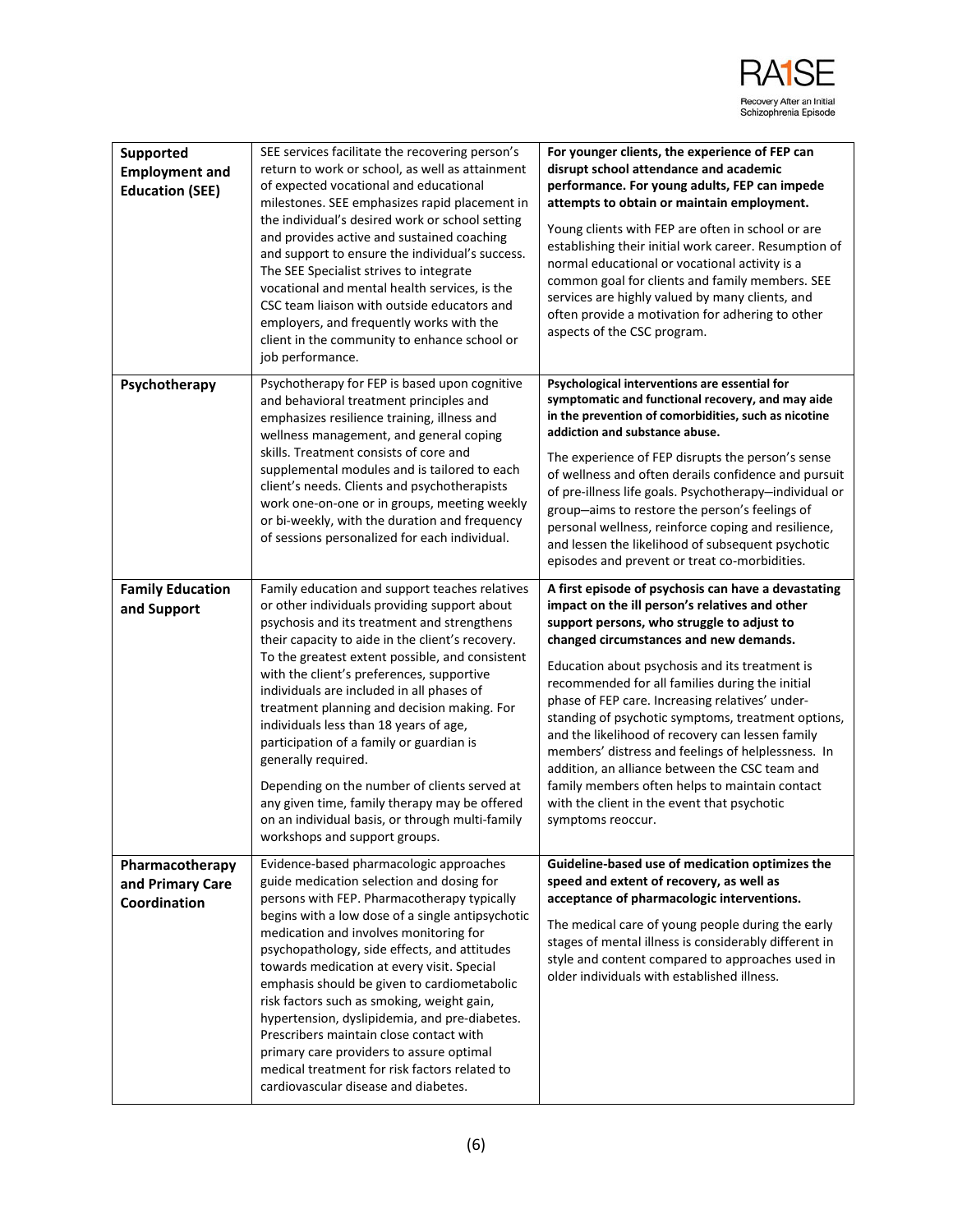| **Supported Employment and Education (SEE)** | SEE services facilitate the recovering person's return to work or school, as well as attainment of expected vocational and educational milestones. SEE emphasizes rapid placement in the individual's desired work or school setting and provides active and sustained coaching and support to ensure the individual's success. The SEE Specialist strives to integrate vocational and mental health services, is the CSC team liaison with outside educators and employers, and frequently works with the client in the community to enhance school or job performance. | **For younger clients, the experience of FEP can disrupt school attendance and academic performance. For young adults, FEP can impede attempts to obtain or maintain employment.**<br><br>Young clients with FEP are often in school or are establishing their initial work career. Resumption of normal educational or vocational activity is a common goal for clients and family members. SEE services are highly valued by many clients, and often provide a motivation for adhering to other aspects of the CSC program. |
|---|---|---|
| **Psychotherapy** | Psychotherapy for FEP is based upon cognitive and behavioral treatment principles and emphasizes resilience training, illness and wellness management, and general coping skills. Treatment consists of core and supplemental modules and is tailored to each client's needs. Clients and psychotherapists work one-on-one or in groups, meeting weekly or bi-weekly, with the duration and frequency of sessions personalized for each individual. | **Psychological interventions are essential for symptomatic and functional recovery, and may aide in the prevention of comorbidities, such as nicotine addiction and substance abuse.**<br><br>The experience of FEP disrupts the person's sense of wellness and often derails confidence and pursuit of pre-illness life goals. Psychotherapy–individual or group–aims to restore the person's feelings of personal wellness, reinforce coping and resilience, and lessen the likelihood of subsequent psychotic episodes and prevent or treat co-morbidities. |
| **Family Education and Support** | Family education and support teaches relatives or other individuals providing support about psychosis and its treatment and strengthens their capacity to aide in the client's recovery. To the greatest extent possible, and consistent with the client's preferences, supportive individuals are included in all phases of treatment planning and decision making. For individuals less than 18 years of age, participation of a family or guardian is generally required.<br><br>Depending on the number of clients served at any given time, family therapy may be offered on an individual basis, or through multi-family workshops and support groups. | **A first episode of psychosis can have a devastating impact on the ill person's relatives and other support persons, who struggle to adjust to changed circumstances and new demands.**<br><br>Education about psychosis and its treatment is recommended for all families during the initial phase of FEP care. Increasing relatives' understanding of psychotic symptoms, treatment options, and the likelihood of recovery can lessen family members' distress and feelings of helplessness. In addition, an alliance between the CSC team and family members often helps to maintain contact with the client in the event that psychotic symptoms reoccur. |
| **Pharmacotherapy and Primary Care Coordination** | Evidence-based pharmacologic approaches guide medication selection and dosing for persons with FEP. Pharmacotherapy typically begins with a low dose of a single antipsychotic medication and involves monitoring for psychopathology, side effects, and attitudes towards medication at every visit. Special emphasis should be given to cardiometabolic risk factors such as smoking, weight gain, hypertension, dyslipidemia, and pre-diabetes. Prescribers maintain close contact with primary care providers to assure optimal medical treatment for risk factors related to cardiovascular disease and diabetes. | **Guideline-based use of medication optimizes the speed and extent of recovery, as well as acceptance of pharmacologic interventions.**<br><br>The medical care of young people during the early stages of mental illness is considerably different in style and content compared to approaches used in older individuals with established illness. |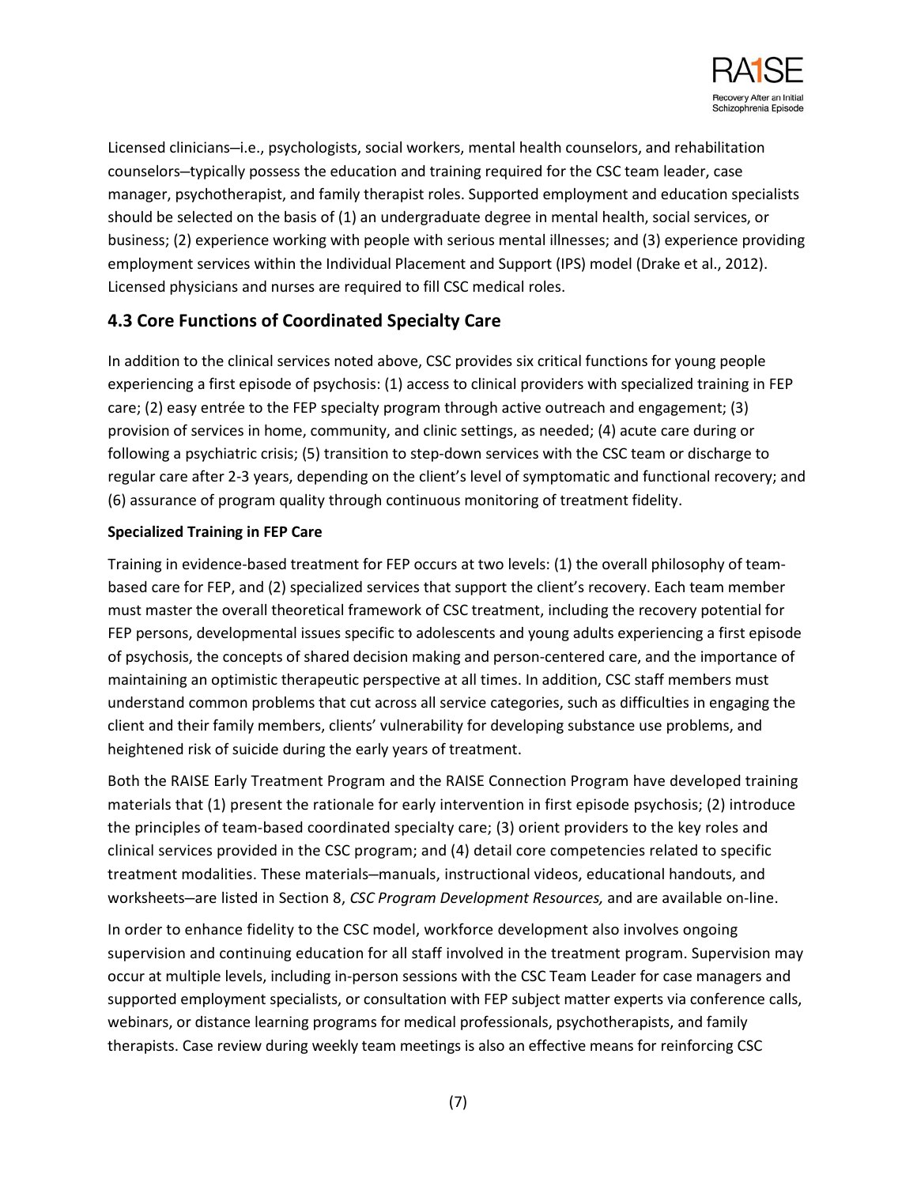Licensed clinicians—i.e., psychologists, social workers, mental health counselors, and rehabilitation counselors—typically possess the education and training required for the CSC team leader, case manager, psychotherapist, and family therapist roles. Supported employment and education specialists should be selected on the basis of (1) an undergraduate degree in mental health, social services, or business; (2) experience working with people with serious mental illnesses; and (3) experience providing employment services within the Individual Placement and Support (IPS) model (Drake et al., 2012). Licensed physicians and nurses are required to fill CSC medical roles.

## 4.3 Core Functions of Coordinated Specialty Care

In addition to the clinical services noted above, CSC provides six critical functions for young people experiencing a first episode of psychosis: (1) access to clinical providers with specialized training in FEP care; (2) easy entrée to the FEP specialty program through active outreach and engagement; (3) provision of services in home, community, and clinic settings, as needed; (4) acute care during or following a psychiatric crisis; (5) transition to step-down services with the CSC team or discharge to regular care after 2-3 years, depending on the client's level of symptomatic and functional recovery; and (6) assurance of program quality through continuous monitoring of treatment fidelity.

**Specialized Training in FEP Care**

Training in evidence-based treatment for FEP occurs at two levels: (1) the overall philosophy of team-based care for FEP, and (2) specialized services that support the client's recovery. Each team member must master the overall theoretical framework of CSC treatment, including the recovery potential for FEP persons, developmental issues specific to adolescents and young adults experiencing a first episode of psychosis, the concepts of shared decision making and person-centered care, and the importance of maintaining an optimistic therapeutic perspective at all times. In addition, CSC staff members must understand common problems that cut across all service categories, such as difficulties in engaging the client and their family members, clients' vulnerability for developing substance use problems, and heightened risk of suicide during the early years of treatment.

Both the RAISE Early Treatment Program and the RAISE Connection Program have developed training materials that (1) present the rationale for early intervention in first episode psychosis; (2) introduce the principles of team-based coordinated specialty care; (3) orient providers to the key roles and clinical services provided in the CSC program; and (4) detail core competencies related to specific treatment modalities. These materials—manuals, instructional videos, educational handouts, and worksheets—are listed in Section 8, *CSC Program Development Resources,* and are available on-line.

In order to enhance fidelity to the CSC model, workforce development also involves ongoing supervision and continuing education for all staff involved in the treatment program. Supervision may occur at multiple levels, including in-person sessions with the CSC Team Leader for case managers and supported employment specialists, or consultation with FEP subject matter experts via conference calls, webinars, or distance learning programs for medical professionals, psychotherapists, and family therapists. Case review during weekly team meetings is also an effective means for reinforcing CSC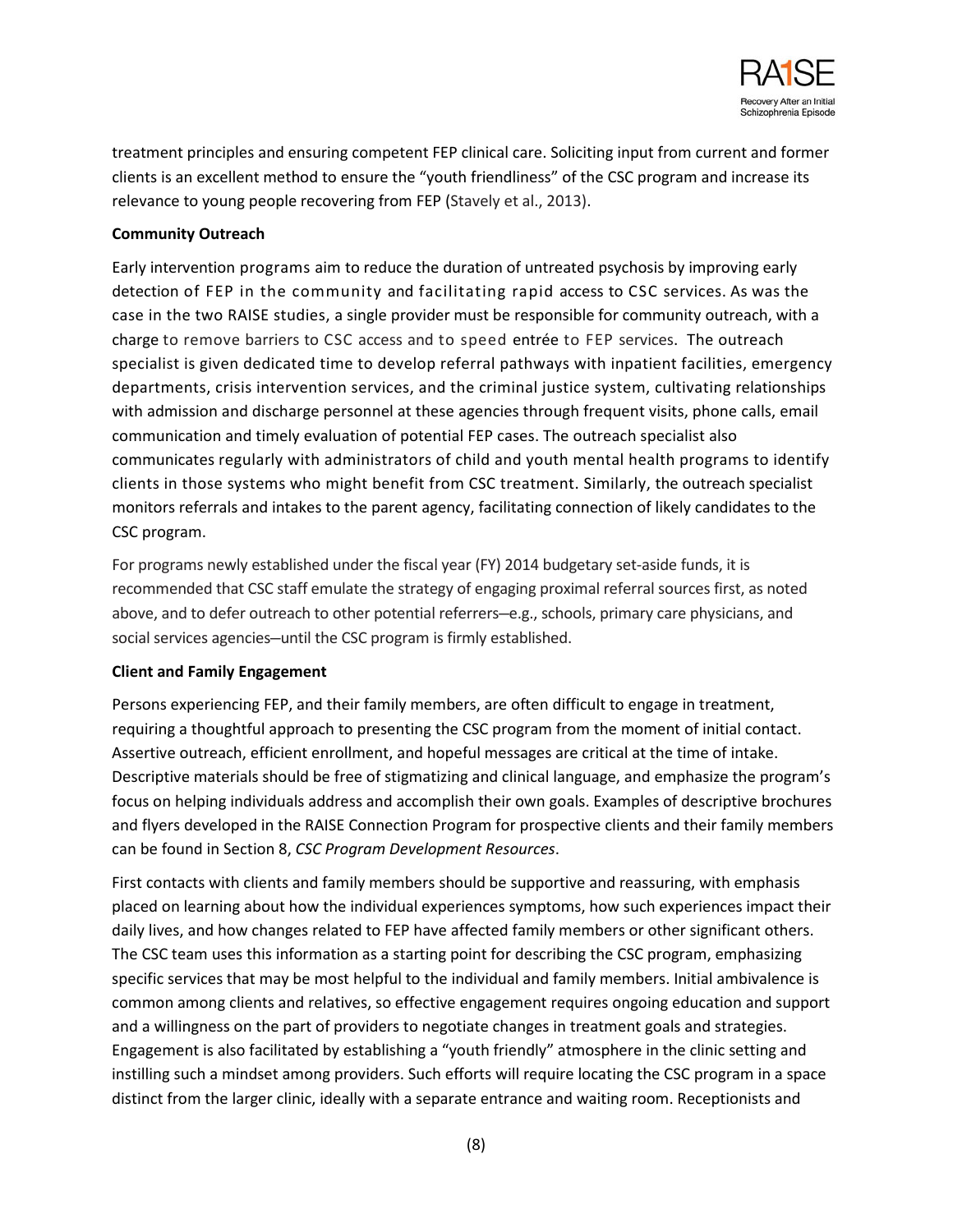treatment principles and ensuring competent FEP clinical care. Soliciting input from current and former clients is an excellent method to ensure the "youth friendliness" of the CSC program and increase its relevance to young people recovering from FEP (Stavely et al., 2013).

**Community Outreach**

Early intervention programs aim to reduce the duration of untreated psychosis by improving early detection of FEP in the community and facilitating rapid access to CSC services. As was the case in the two RAISE studies, a single provider must be responsible for community outreach, with a charge to remove barriers to CSC access and to speed entrée to FEP services. The outreach specialist is given dedicated time to develop referral pathways with inpatient facilities, emergency departments, crisis intervention services, and the criminal justice system, cultivating relationships with admission and discharge personnel at these agencies through frequent visits, phone calls, email communication and timely evaluation of potential FEP cases. The outreach specialist also communicates regularly with administrators of child and youth mental health programs to identify clients in those systems who might benefit from CSC treatment. Similarly, the outreach specialist monitors referrals and intakes to the parent agency, facilitating connection of likely candidates to the CSC program.

For programs newly established under the fiscal year (FY) 2014 budgetary set-aside funds, it is recommended that CSC staff emulate the strategy of engaging proximal referral sources first, as noted above, and to defer outreach to other potential referrers—e.g., schools, primary care physicians, and social services agencies—until the CSC program is firmly established.

**Client and Family Engagement**

Persons experiencing FEP, and their family members, are often difficult to engage in treatment, requiring a thoughtful approach to presenting the CSC program from the moment of initial contact. Assertive outreach, efficient enrollment, and hopeful messages are critical at the time of intake. Descriptive materials should be free of stigmatizing and clinical language, and emphasize the program's focus on helping individuals address and accomplish their own goals. Examples of descriptive brochures and flyers developed in the RAISE Connection Program for prospective clients and their family members can be found in Section 8, *CSC Program Development Resources*.

First contacts with clients and family members should be supportive and reassuring, with emphasis placed on learning about how the individual experiences symptoms, how such experiences impact their daily lives, and how changes related to FEP have affected family members or other significant others. The CSC team uses this information as a starting point for describing the CSC program, emphasizing specific services that may be most helpful to the individual and family members. Initial ambivalence is common among clients and relatives, so effective engagement requires ongoing education and support and a willingness on the part of providers to negotiate changes in treatment goals and strategies. Engagement is also facilitated by establishing a "youth friendly" atmosphere in the clinic setting and instilling such a mindset among providers. Such efforts will require locating the CSC program in a space distinct from the larger clinic, ideally with a separate entrance and waiting room. Receptionists and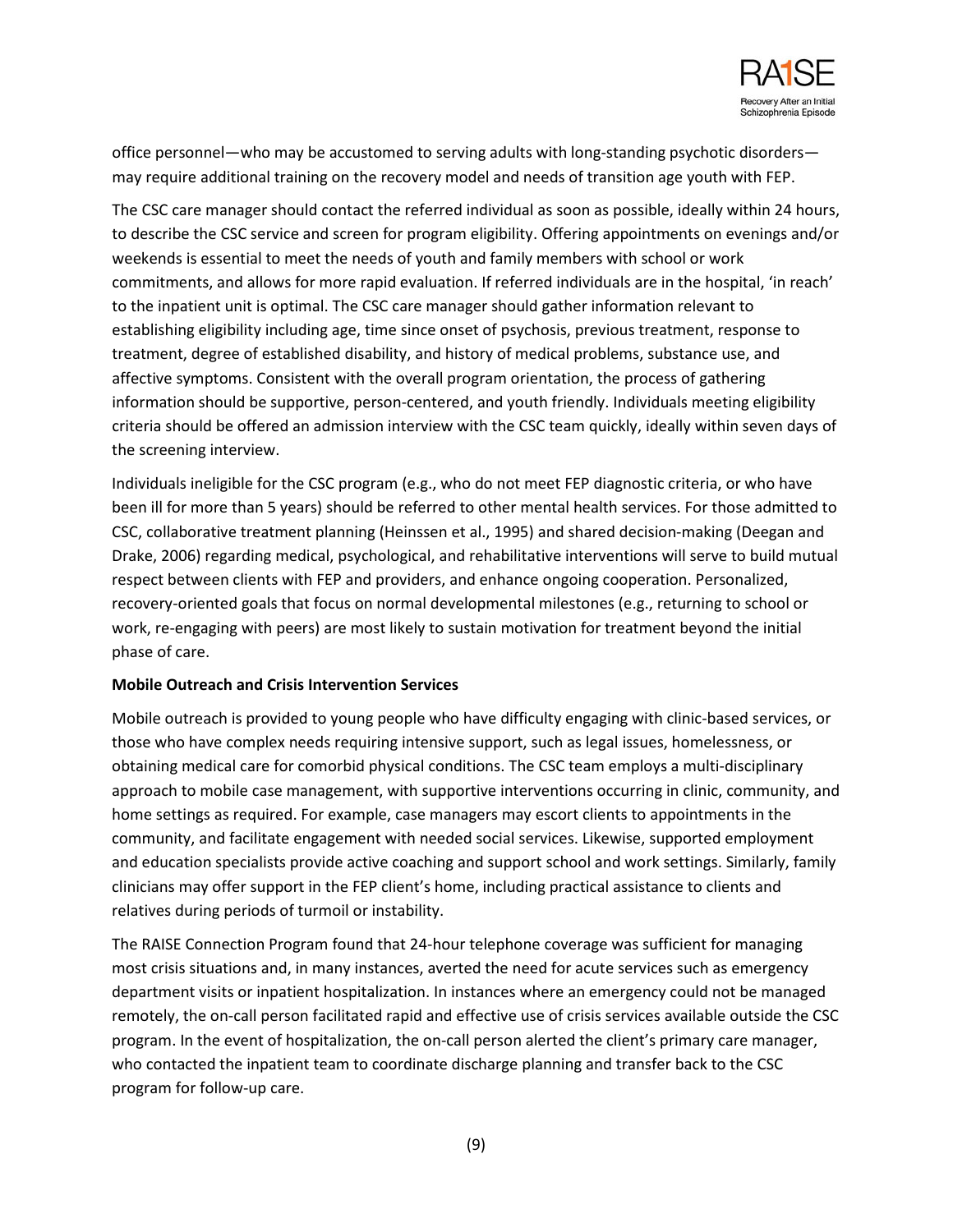office personnel—who may be accustomed to serving adults with long-standing psychotic disorders—may require additional training on the recovery model and needs of transition age youth with FEP.

The CSC care manager should contact the referred individual as soon as possible, ideally within 24 hours, to describe the CSC service and screen for program eligibility. Offering appointments on evenings and/or weekends is essential to meet the needs of youth and family members with school or work commitments, and allows for more rapid evaluation. If referred individuals are in the hospital, 'in reach' to the inpatient unit is optimal. The CSC care manager should gather information relevant to establishing eligibility including age, time since onset of psychosis, previous treatment, response to treatment, degree of established disability, and history of medical problems, substance use, and affective symptoms. Consistent with the overall program orientation, the process of gathering information should be supportive, person-centered, and youth friendly. Individuals meeting eligibility criteria should be offered an admission interview with the CSC team quickly, ideally within seven days of the screening interview.

Individuals ineligible for the CSC program (e.g., who do not meet FEP diagnostic criteria, or who have been ill for more than 5 years) should be referred to other mental health services. For those admitted to CSC, collaborative treatment planning (Heinssen et al., 1995) and shared decision-making (Deegan and Drake, 2006) regarding medical, psychological, and rehabilitative interventions will serve to build mutual respect between clients with FEP and providers, and enhance ongoing cooperation. Personalized, recovery-oriented goals that focus on normal developmental milestones (e.g., returning to school or work, re-engaging with peers) are most likely to sustain motivation for treatment beyond the initial phase of care.

**Mobile Outreach and Crisis Intervention Services**

Mobile outreach is provided to young people who have difficulty engaging with clinic-based services, or those who have complex needs requiring intensive support, such as legal issues, homelessness, or obtaining medical care for comorbid physical conditions. The CSC team employs a multi-disciplinary approach to mobile case management, with supportive interventions occurring in clinic, community, and home settings as required. For example, case managers may escort clients to appointments in the community, and facilitate engagement with needed social services. Likewise, supported employment and education specialists provide active coaching and support school and work settings. Similarly, family clinicians may offer support in the FEP client's home, including practical assistance to clients and relatives during periods of turmoil or instability.

The RAISE Connection Program found that 24-hour telephone coverage was sufficient for managing most crisis situations and, in many instances, averted the need for acute services such as emergency department visits or inpatient hospitalization. In instances where an emergency could not be managed remotely, the on-call person facilitated rapid and effective use of crisis services available outside the CSC program. In the event of hospitalization, the on-call person alerted the client's primary care manager, who contacted the inpatient team to coordinate discharge planning and transfer back to the CSC program for follow-up care.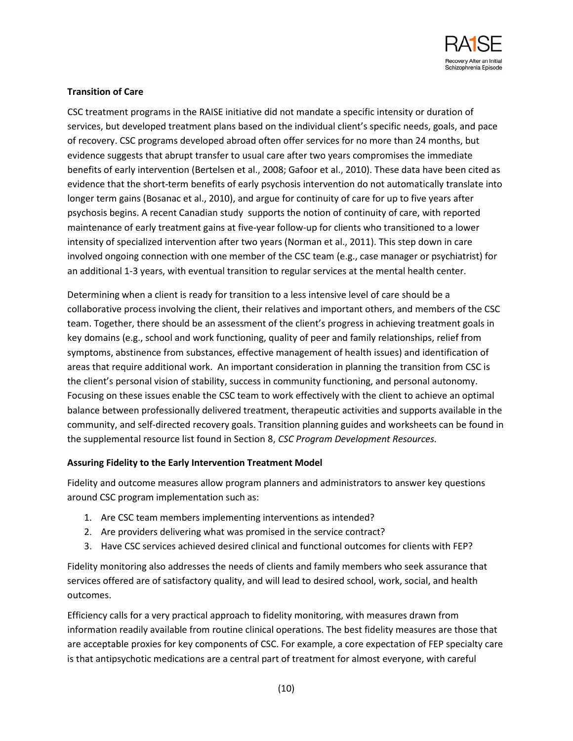**Transition of Care**

CSC treatment programs in the RAISE initiative did not mandate a specific intensity or duration of services, but developed treatment plans based on the individual client's specific needs, goals, and pace of recovery. CSC programs developed abroad often offer services for no more than 24 months, but evidence suggests that abrupt transfer to usual care after two years compromises the immediate benefits of early intervention (Bertelsen et al., 2008; Gafoor et al., 2010). These data have been cited as evidence that the short-term benefits of early psychosis intervention do not automatically translate into longer term gains (Bosanac et al., 2010), and argue for continuity of care for up to five years after psychosis begins. A recent Canadian study supports the notion of continuity of care, with reported maintenance of early treatment gains at five-year follow-up for clients who transitioned to a lower intensity of specialized intervention after two years (Norman et al., 2011). This step down in care involved ongoing connection with one member of the CSC team (e.g., case manager or psychiatrist) for an additional 1-3 years, with eventual transition to regular services at the mental health center.

Determining when a client is ready for transition to a less intensive level of care should be a collaborative process involving the client, their relatives and important others, and members of the CSC team. Together, there should be an assessment of the client's progress in achieving treatment goals in key domains (e.g., school and work functioning, quality of peer and family relationships, relief from symptoms, abstinence from substances, effective management of health issues) and identification of areas that require additional work. An important consideration in planning the transition from CSC is the client's personal vision of stability, success in community functioning, and personal autonomy. Focusing on these issues enable the CSC team to work effectively with the client to achieve an optimal balance between professionally delivered treatment, therapeutic activities and supports available in the community, and self-directed recovery goals. Transition planning guides and worksheets can be found in the supplemental resource list found in Section 8, *CSC Program Development Resources.*

**Assuring Fidelity to the Early Intervention Treatment Model**

Fidelity and outcome measures allow program planners and administrators to answer key questions around CSC program implementation such as:

1. Are CSC team members implementing interventions as intended?
2. Are providers delivering what was promised in the service contract?
3. Have CSC services achieved desired clinical and functional outcomes for clients with FEP?

Fidelity monitoring also addresses the needs of clients and family members who seek assurance that services offered are of satisfactory quality, and will lead to desired school, work, social, and health outcomes.

Efficiency calls for a very practical approach to fidelity monitoring, with measures drawn from information readily available from routine clinical operations. The best fidelity measures are those that are acceptable proxies for key components of CSC. For example, a core expectation of FEP specialty care is that antipsychotic medications are a central part of treatment for almost everyone, with careful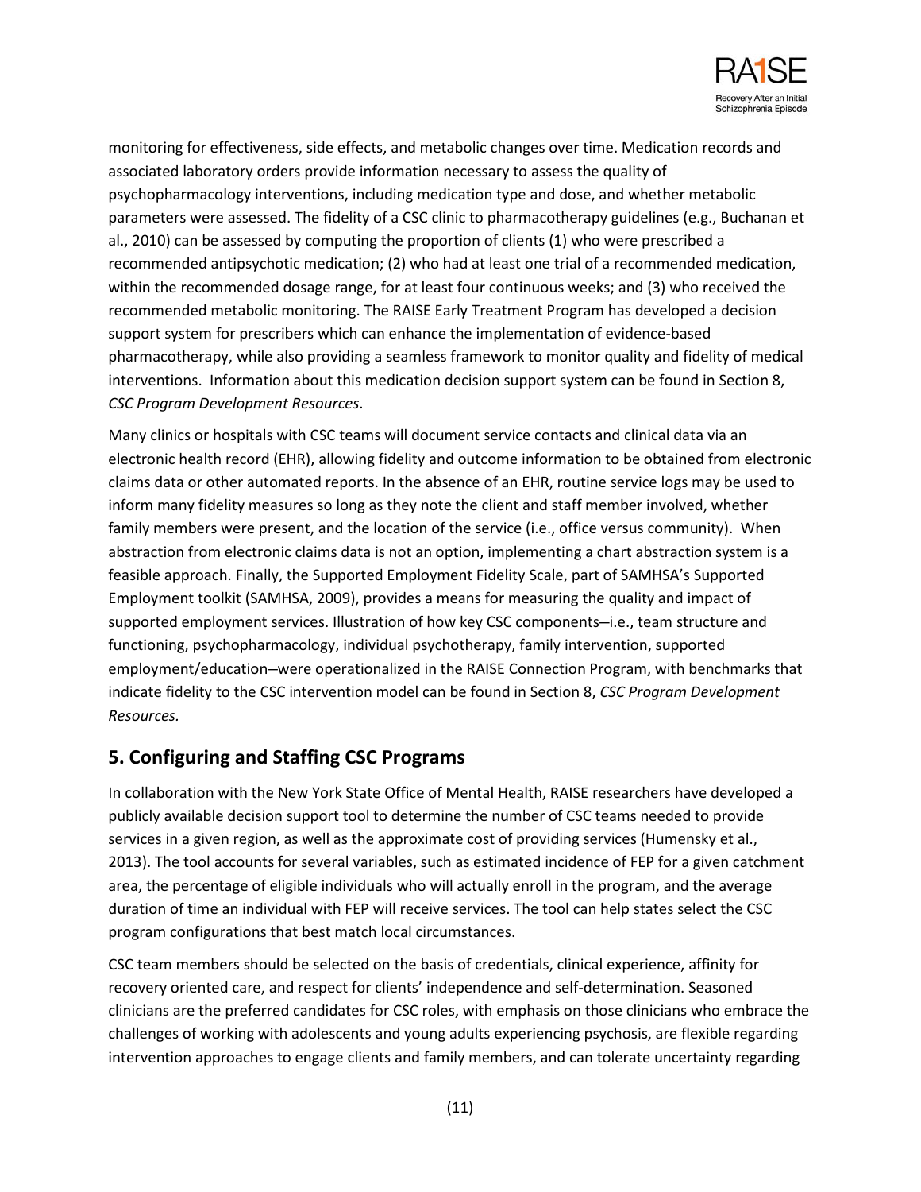monitoring for effectiveness, side effects, and metabolic changes over time. Medication records and associated laboratory orders provide information necessary to assess the quality of psychopharmacology interventions, including medication type and dose, and whether metabolic parameters were assessed. The fidelity of a CSC clinic to pharmacotherapy guidelines (e.g., Buchanan et al., 2010) can be assessed by computing the proportion of clients (1) who were prescribed a recommended antipsychotic medication; (2) who had at least one trial of a recommended medication, within the recommended dosage range, for at least four continuous weeks; and (3) who received the recommended metabolic monitoring. The RAISE Early Treatment Program has developed a decision support system for prescribers which can enhance the implementation of evidence-based pharmacotherapy, while also providing a seamless framework to monitor quality and fidelity of medical interventions. Information about this medication decision support system can be found in Section 8, *CSC Program Development Resources*.

Many clinics or hospitals with CSC teams will document service contacts and clinical data via an electronic health record (EHR), allowing fidelity and outcome information to be obtained from electronic claims data or other automated reports. In the absence of an EHR, routine service logs may be used to inform many fidelity measures so long as they note the client and staff member involved, whether family members were present, and the location of the service (i.e., office versus community). When abstraction from electronic claims data is not an option, implementing a chart abstraction system is a feasible approach. Finally, the Supported Employment Fidelity Scale, part of SAMHSA's Supported Employment toolkit (SAMHSA, 2009), provides a means for measuring the quality and impact of supported employment services. Illustration of how key CSC components—i.e., team structure and functioning, psychopharmacology, individual psychotherapy, family intervention, supported employment/education—were operationalized in the RAISE Connection Program, with benchmarks that indicate fidelity to the CSC intervention model can be found in Section 8, *CSC Program Development Resources.*

## 5. Configuring and Staffing CSC Programs

In collaboration with the New York State Office of Mental Health, RAISE researchers have developed a publicly available decision support tool to determine the number of CSC teams needed to provide services in a given region, as well as the approximate cost of providing services (Humensky et al., 2013). The tool accounts for several variables, such as estimated incidence of FEP for a given catchment area, the percentage of eligible individuals who will actually enroll in the program, and the average duration of time an individual with FEP will receive services. The tool can help states select the CSC program configurations that best match local circumstances.

CSC team members should be selected on the basis of credentials, clinical experience, affinity for recovery oriented care, and respect for clients' independence and self-determination. Seasoned clinicians are the preferred candidates for CSC roles, with emphasis on those clinicians who embrace the challenges of working with adolescents and young adults experiencing psychosis, are flexible regarding intervention approaches to engage clients and family members, and can tolerate uncertainty regarding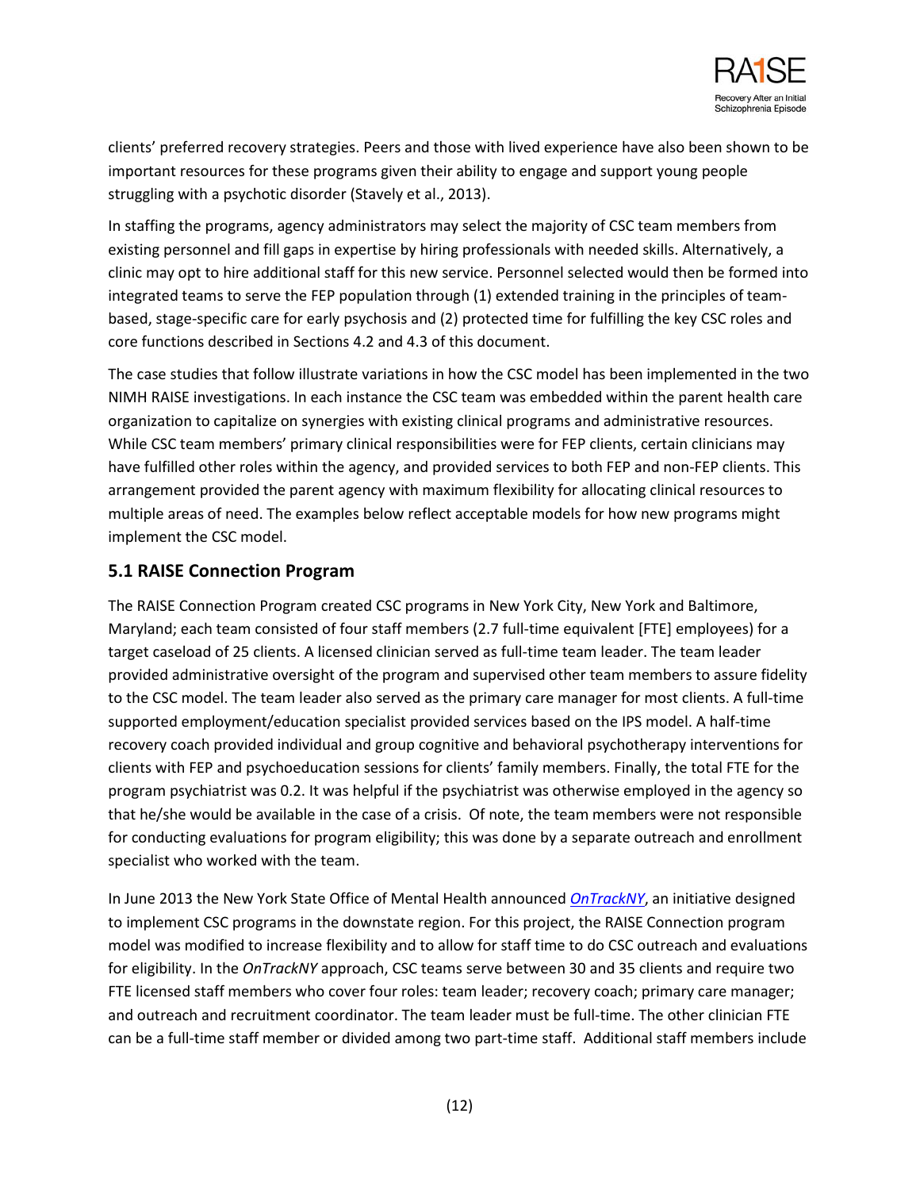clients' preferred recovery strategies. Peers and those with lived experience have also been shown to be important resources for these programs given their ability to engage and support young people struggling with a psychotic disorder (Stavely et al., 2013).

In staffing the programs, agency administrators may select the majority of CSC team members from existing personnel and fill gaps in expertise by hiring professionals with needed skills. Alternatively, a clinic may opt to hire additional staff for this new service. Personnel selected would then be formed into integrated teams to serve the FEP population through (1) extended training in the principles of team-based, stage-specific care for early psychosis and (2) protected time for fulfilling the key CSC roles and core functions described in Sections 4.2 and 4.3 of this document.

The case studies that follow illustrate variations in how the CSC model has been implemented in the two NIMH RAISE investigations. In each instance the CSC team was embedded within the parent health care organization to capitalize on synergies with existing clinical programs and administrative resources. While CSC team members' primary clinical responsibilities were for FEP clients, certain clinicians may have fulfilled other roles within the agency, and provided services to both FEP and non-FEP clients. This arrangement provided the parent agency with maximum flexibility for allocating clinical resources to multiple areas of need. The examples below reflect acceptable models for how new programs might implement the CSC model.

## 5.1 RAISE Connection Program

The RAISE Connection Program created CSC programs in New York City, New York and Baltimore, Maryland; each team consisted of four staff members (2.7 full-time equivalent [FTE] employees) for a target caseload of 25 clients. A licensed clinician served as full-time team leader. The team leader provided administrative oversight of the program and supervised other team members to assure fidelity to the CSC model. The team leader also served as the primary care manager for most clients. A full-time supported employment/education specialist provided services based on the IPS model. A half-time recovery coach provided individual and group cognitive and behavioral psychotherapy interventions for clients with FEP and psychoeducation sessions for clients' family members. Finally, the total FTE for the program psychiatrist was 0.2. It was helpful if the psychiatrist was otherwise employed in the agency so that he/she would be available in the case of a crisis. Of note, the team members were not responsible for conducting evaluations for program eligibility; this was done by a separate outreach and enrollment specialist who worked with the team.

In June 2013 the New York State Office of Mental Health announced *OnTrackNY*, an initiative designed to implement CSC programs in the downstate region. For this project, the RAISE Connection program model was modified to increase flexibility and to allow for staff time to do CSC outreach and evaluations for eligibility. In the *OnTrackNY* approach, CSC teams serve between 30 and 35 clients and require two FTE licensed staff members who cover four roles: team leader; recovery coach; primary care manager; and outreach and recruitment coordinator. The team leader must be full-time. The other clinician FTE can be a full-time staff member or divided among two part-time staff. Additional staff members include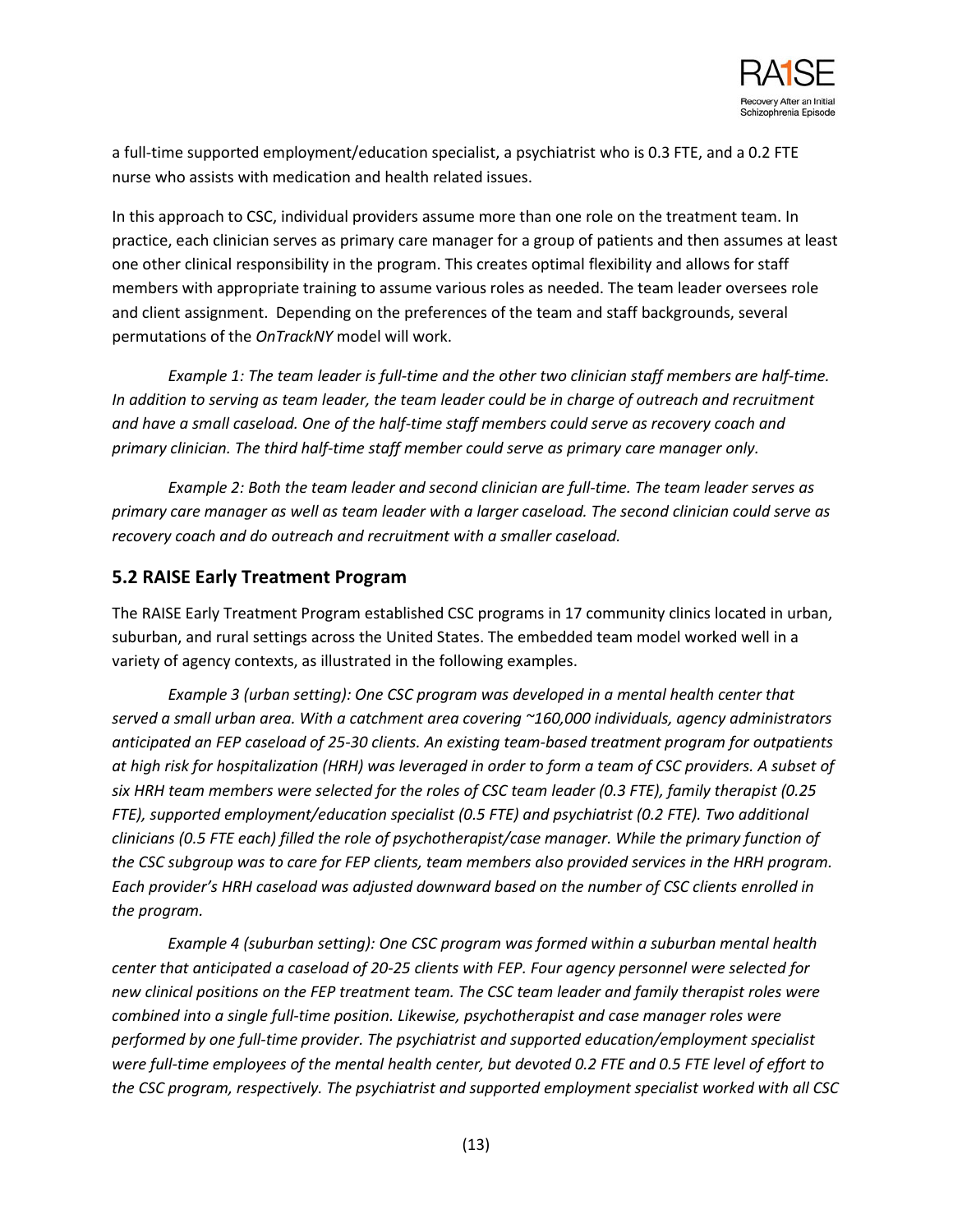a full-time supported employment/education specialist, a psychiatrist who is 0.3 FTE, and a 0.2 FTE nurse who assists with medication and health related issues.

In this approach to CSC, individual providers assume more than one role on the treatment team. In practice, each clinician serves as primary care manager for a group of patients and then assumes at least one other clinical responsibility in the program. This creates optimal flexibility and allows for staff members with appropriate training to assume various roles as needed. The team leader oversees role and client assignment. Depending on the preferences of the team and staff backgrounds, several permutations of the *OnTrackNY* model will work.

*Example 1: The team leader is full-time and the other two clinician staff members are half-time. In addition to serving as team leader, the team leader could be in charge of outreach and recruitment and have a small caseload. One of the half-time staff members could serve as recovery coach and primary clinician. The third half-time staff member could serve as primary care manager only.*

*Example 2: Both the team leader and second clinician are full-time. The team leader serves as primary care manager as well as team leader with a larger caseload. The second clinician could serve as recovery coach and do outreach and recruitment with a smaller caseload.*

## 5.2 RAISE Early Treatment Program

The RAISE Early Treatment Program established CSC programs in 17 community clinics located in urban, suburban, and rural settings across the United States. The embedded team model worked well in a variety of agency contexts, as illustrated in the following examples.

*Example 3 (urban setting): One CSC program was developed in a mental health center that served a small urban area. With a catchment area covering ~160,000 individuals, agency administrators anticipated an FEP caseload of 25-30 clients. An existing team-based treatment program for outpatients at high risk for hospitalization (HRH) was leveraged in order to form a team of CSC providers. A subset of six HRH team members were selected for the roles of CSC team leader (0.3 FTE), family therapist (0.25 FTE), supported employment/education specialist (0.5 FTE) and psychiatrist (0.2 FTE). Two additional clinicians (0.5 FTE each) filled the role of psychotherapist/case manager. While the primary function of the CSC subgroup was to care for FEP clients, team members also provided services in the HRH program. Each provider's HRH caseload was adjusted downward based on the number of CSC clients enrolled in the program.*

*Example 4 (suburban setting): One CSC program was formed within a suburban mental health center that anticipated a caseload of 20-25 clients with FEP. Four agency personnel were selected for new clinical positions on the FEP treatment team. The CSC team leader and family therapist roles were combined into a single full-time position. Likewise, psychotherapist and case manager roles were performed by one full-time provider. The psychiatrist and supported education/employment specialist were full-time employees of the mental health center, but devoted 0.2 FTE and 0.5 FTE level of effort to the CSC program, respectively. The psychiatrist and supported employment specialist worked with all CSC*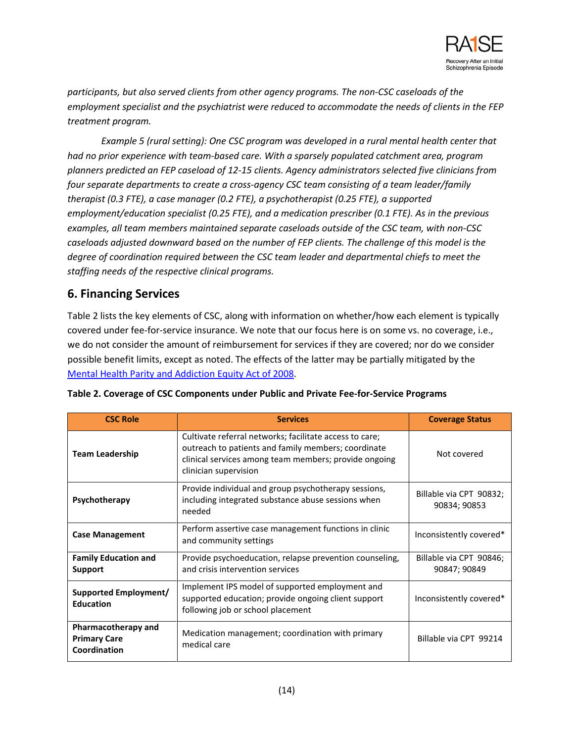*participants, but also served clients from other agency programs. The non-CSC caseloads of the employment specialist and the psychiatrist were reduced to accommodate the needs of clients in the FEP treatment program.*

*Example 5 (rural setting): One CSC program was developed in a rural mental health center that had no prior experience with team-based care. With a sparsely populated catchment area, program planners predicted an FEP caseload of 12-15 clients. Agency administrators selected five clinicians from four separate departments to create a cross-agency CSC team consisting of a team leader/family therapist (0.3 FTE), a case manager (0.2 FTE), a psychotherapist (0.25 FTE), a supported employment/education specialist (0.25 FTE), and a medication prescriber (0.1 FTE). As in the previous examples, all team members maintained separate caseloads outside of the CSC team, with non-CSC caseloads adjusted downward based on the number of FEP clients. The challenge of this model is the degree of coordination required between the CSC team leader and departmental chiefs to meet the staffing needs of the respective clinical programs.*

## 6. Financing Services

Table 2 lists the key elements of CSC, along with information on whether/how each element is typically covered under fee-for-service insurance. We note that our focus here is on some vs. no coverage, i.e., we do not consider the amount of reimbursement for services if they are covered; nor do we consider possible benefit limits, except as noted. The effects of the latter may be partially mitigated by the Mental Health Parity and Addiction Equity Act of 2008.

**Table 2. Coverage of CSC Components under Public and Private Fee-for-Service Programs**

| CSC Role | Services | Coverage Status |
|---|---|---|
| **Team Leadership** | Cultivate referral networks; facilitate access to care; outreach to patients and family members; coordinate clinical services among team members; provide ongoing clinician supervision | Not covered |
| **Psychotherapy** | Provide individual and group psychotherapy sessions, including integrated substance abuse sessions when needed | Billable via CPT 90832; 90834; 90853 |
| **Case Management** | Perform assertive case management functions in clinic and community settings | Inconsistently covered* |
| **Family Education and Support** | Provide psychoeducation, relapse prevention counseling, and crisis intervention services | Billable via CPT 90846; 90847; 90849 |
| **Supported Employment/ Education** | Implement IPS model of supported employment and supported education; provide ongoing client support following job or school placement | Inconsistently covered* |
| **Pharmacotherapy and Primary Care Coordination** | Medication management; coordination with primary medical care | Billable via CPT 99214 |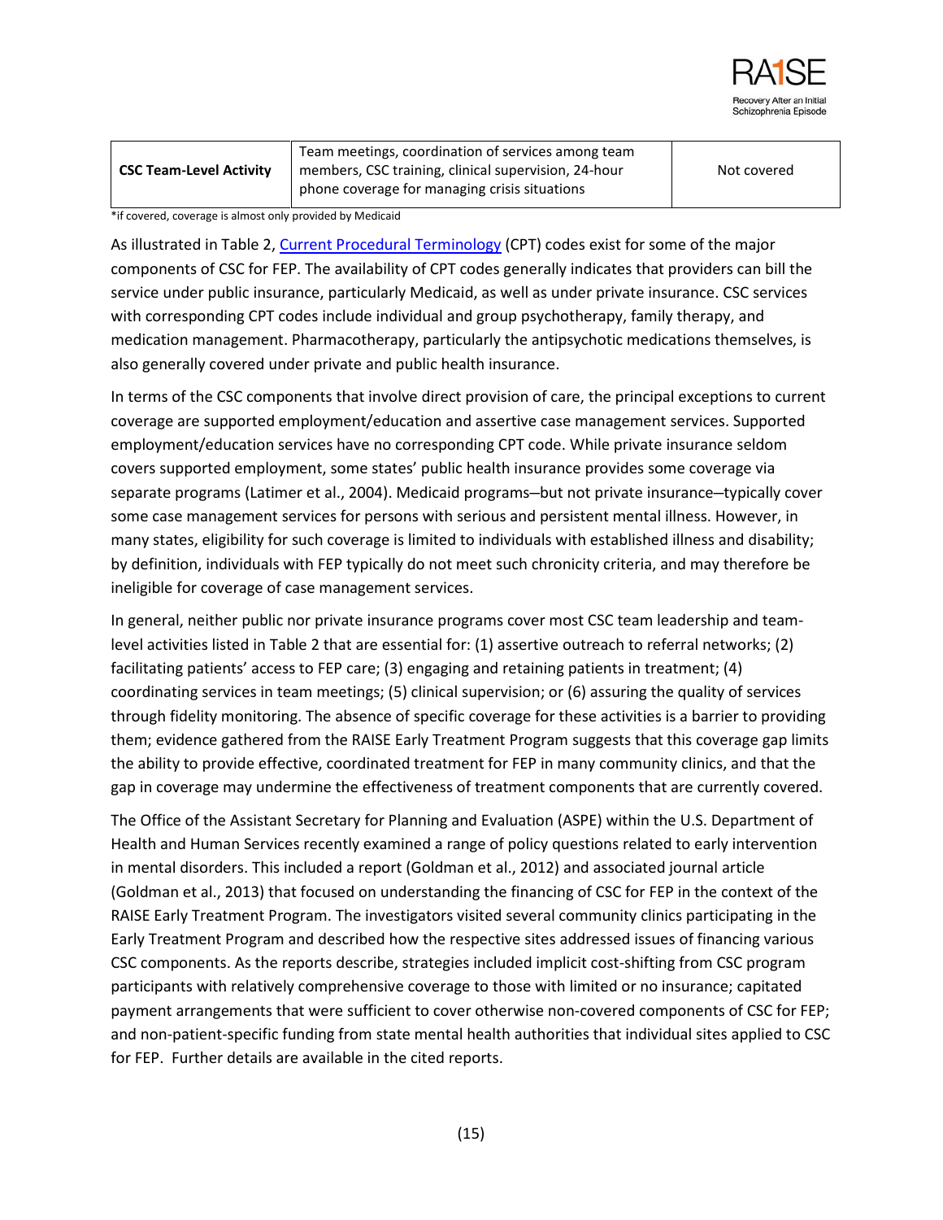| CSC Team-Level Activity | Team meetings, coordination of services among team members, CSC training, clinical supervision, 24-hour phone coverage for managing crisis situations | Not covered |
|---|---|---|

*if covered, coverage is almost only provided by Medicaid

As illustrated in Table 2, [Current Procedural Terminology](#) (CPT) codes exist for some of the major components of CSC for FEP. The availability of CPT codes generally indicates that providers can bill the service under public insurance, particularly Medicaid, as well as under private insurance. CSC services with corresponding CPT codes include individual and group psychotherapy, family therapy, and medication management. Pharmacotherapy, particularly the antipsychotic medications themselves, is also generally covered under private and public health insurance.

In terms of the CSC components that involve direct provision of care, the principal exceptions to current coverage are supported employment/education and assertive case management services. Supported employment/education services have no corresponding CPT code. While private insurance seldom covers supported employment, some states' public health insurance provides some coverage via separate programs (Latimer et al., 2004). Medicaid programs—but not private insurance—typically cover some case management services for persons with serious and persistent mental illness. However, in many states, eligibility for such coverage is limited to individuals with established illness and disability; by definition, individuals with FEP typically do not meet such chronicity criteria, and may therefore be ineligible for coverage of case management services.

In general, neither public nor private insurance programs cover most CSC team leadership and team-level activities listed in Table 2 that are essential for: (1) assertive outreach to referral networks; (2) facilitating patients' access to FEP care; (3) engaging and retaining patients in treatment; (4) coordinating services in team meetings; (5) clinical supervision; or (6) assuring the quality of services through fidelity monitoring. The absence of specific coverage for these activities is a barrier to providing them; evidence gathered from the RAISE Early Treatment Program suggests that this coverage gap limits the ability to provide effective, coordinated treatment for FEP in many community clinics, and that the gap in coverage may undermine the effectiveness of treatment components that are currently covered.

The Office of the Assistant Secretary for Planning and Evaluation (ASPE) within the U.S. Department of Health and Human Services recently examined a range of policy questions related to early intervention in mental disorders. This included a report (Goldman et al., 2012) and associated journal article (Goldman et al., 2013) that focused on understanding the financing of CSC for FEP in the context of the RAISE Early Treatment Program. The investigators visited several community clinics participating in the Early Treatment Program and described how the respective sites addressed issues of financing various CSC components. As the reports describe, strategies included implicit cost-shifting from CSC program participants with relatively comprehensive coverage to those with limited or no insurance; capitated payment arrangements that were sufficient to cover otherwise non-covered components of CSC for FEP; and non-patient-specific funding from state mental health authorities that individual sites applied to CSC for FEP. Further details are available in the cited reports.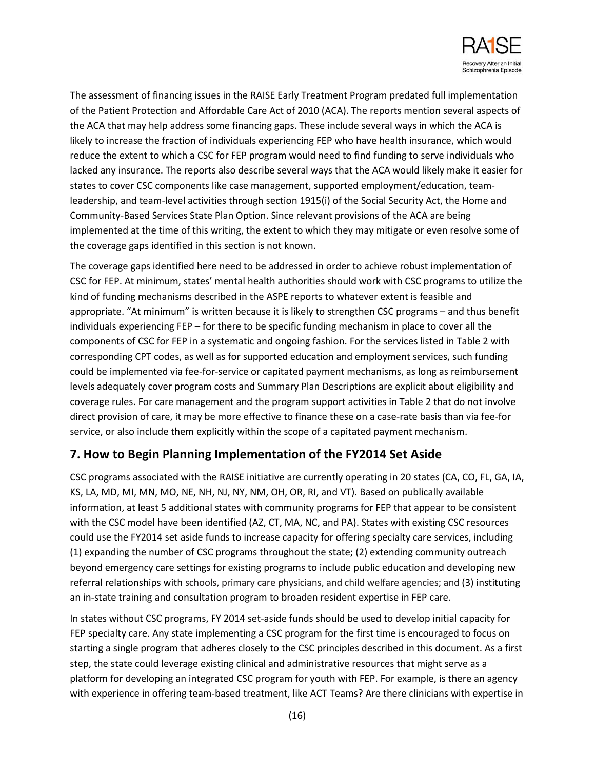The assessment of financing issues in the RAISE Early Treatment Program predated full implementation of the Patient Protection and Affordable Care Act of 2010 (ACA). The reports mention several aspects of the ACA that may help address some financing gaps. These include several ways in which the ACA is likely to increase the fraction of individuals experiencing FEP who have health insurance, which would reduce the extent to which a CSC for FEP program would need to find funding to serve individuals who lacked any insurance. The reports also describe several ways that the ACA would likely make it easier for states to cover CSC components like case management, supported employment/education, team-leadership, and team-level activities through section 1915(i) of the Social Security Act, the Home and Community-Based Services State Plan Option. Since relevant provisions of the ACA are being implemented at the time of this writing, the extent to which they may mitigate or even resolve some of the coverage gaps identified in this section is not known.

The coverage gaps identified here need to be addressed in order to achieve robust implementation of CSC for FEP. At minimum, states' mental health authorities should work with CSC programs to utilize the kind of funding mechanisms described in the ASPE reports to whatever extent is feasible and appropriate. "At minimum" is written because it is likely to strengthen CSC programs – and thus benefit individuals experiencing FEP – for there to be specific funding mechanism in place to cover all the components of CSC for FEP in a systematic and ongoing fashion. For the services listed in Table 2 with corresponding CPT codes, as well as for supported education and employment services, such funding could be implemented via fee-for-service or capitated payment mechanisms, as long as reimbursement levels adequately cover program costs and Summary Plan Descriptions are explicit about eligibility and coverage rules. For care management and the program support activities in Table 2 that do not involve direct provision of care, it may be more effective to finance these on a case-rate basis than via fee-for service, or also include them explicitly within the scope of a capitated payment mechanism.

## 7. How to Begin Planning Implementation of the FY2014 Set Aside

CSC programs associated with the RAISE initiative are currently operating in 20 states (CA, CO, FL, GA, IA, KS, LA, MD, MI, MN, MO, NE, NH, NJ, NY, NM, OH, OR, RI, and VT). Based on publically available information, at least 5 additional states with community programs for FEP that appear to be consistent with the CSC model have been identified (AZ, CT, MA, NC, and PA). States with existing CSC resources could use the FY2014 set aside funds to increase capacity for offering specialty care services, including (1) expanding the number of CSC programs throughout the state; (2) extending community outreach beyond emergency care settings for existing programs to include public education and developing new referral relationships with schools, primary care physicians, and child welfare agencies; and (3) instituting an in-state training and consultation program to broaden resident expertise in FEP care.

In states without CSC programs, FY 2014 set-aside funds should be used to develop initial capacity for FEP specialty care. Any state implementing a CSC program for the first time is encouraged to focus on starting a single program that adheres closely to the CSC principles described in this document. As a first step, the state could leverage existing clinical and administrative resources that might serve as a platform for developing an integrated CSC program for youth with FEP. For example, is there an agency with experience in offering team-based treatment, like ACT Teams? Are there clinicians with expertise in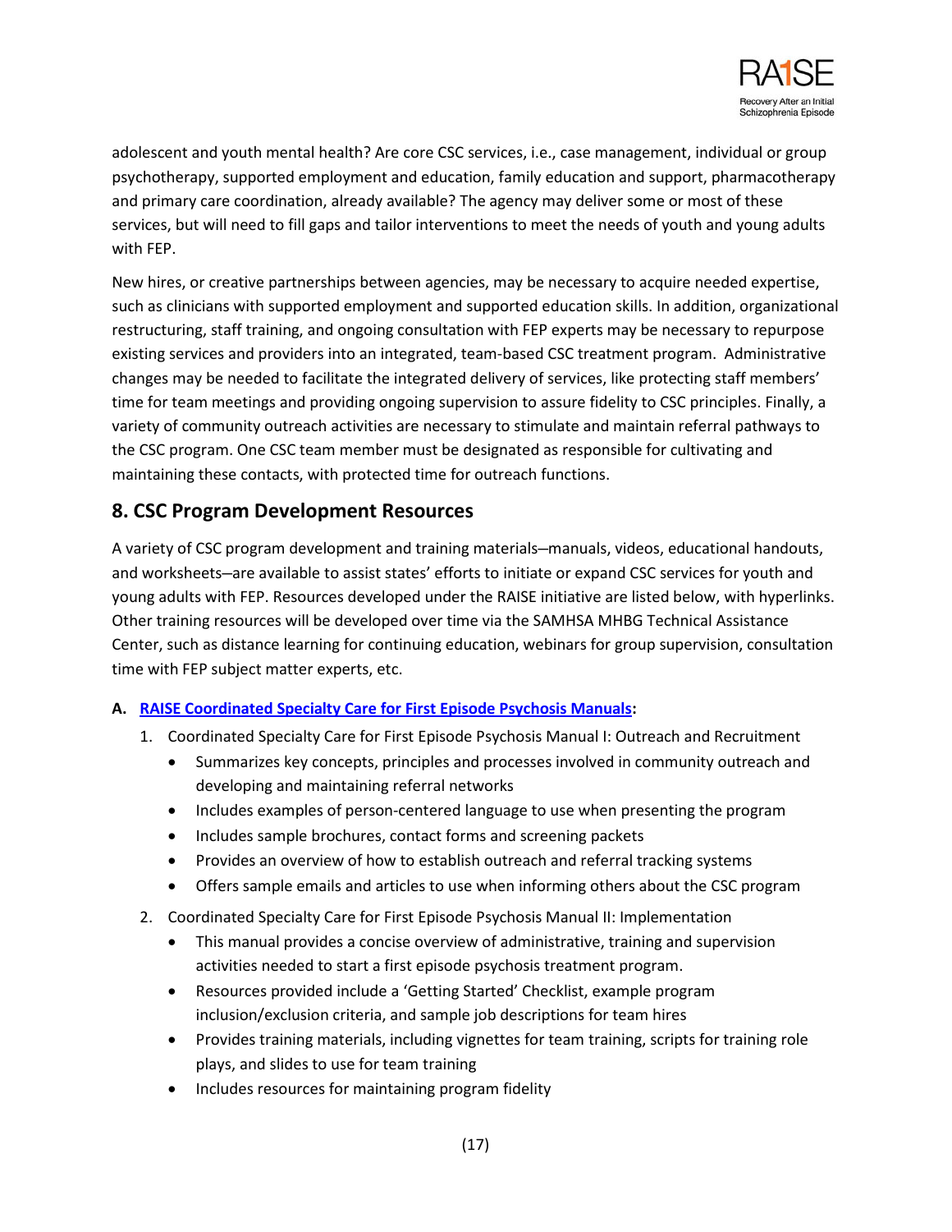adolescent and youth mental health? Are core CSC services, i.e., case management, individual or group psychotherapy, supported employment and education, family education and support, pharmacotherapy and primary care coordination, already available? The agency may deliver some or most of these services, but will need to fill gaps and tailor interventions to meet the needs of youth and young adults with FEP.

New hires, or creative partnerships between agencies, may be necessary to acquire needed expertise, such as clinicians with supported employment and supported education skills. In addition, organizational restructuring, staff training, and ongoing consultation with FEP experts may be necessary to repurpose existing services and providers into an integrated, team-based CSC treatment program. Administrative changes may be needed to facilitate the integrated delivery of services, like protecting staff members' time for team meetings and providing ongoing supervision to assure fidelity to CSC principles. Finally, a variety of community outreach activities are necessary to stimulate and maintain referral pathways to the CSC program. One CSC team member must be designated as responsible for cultivating and maintaining these contacts, with protected time for outreach functions.

## 8. CSC Program Development Resources

A variety of CSC program development and training materials–manuals, videos, educational handouts, and worksheets–are available to assist states' efforts to initiate or expand CSC services for youth and young adults with FEP. Resources developed under the RAISE initiative are listed below, with hyperlinks. Other training resources will be developed over time via the SAMHSA MHBG Technical Assistance Center, such as distance learning for continuing education, webinars for group supervision, consultation time with FEP subject matter experts, etc.

**A. RAISE Coordinated Specialty Care for First Episode Psychosis Manuals:**

1. Coordinated Specialty Care for First Episode Psychosis Manual I: Outreach and Recruitment
   - Summarizes key concepts, principles and processes involved in community outreach and developing and maintaining referral networks
   - Includes examples of person-centered language to use when presenting the program
   - Includes sample brochures, contact forms and screening packets
   - Provides an overview of how to establish outreach and referral tracking systems
   - Offers sample emails and articles to use when informing others about the CSC program
2. Coordinated Specialty Care for First Episode Psychosis Manual II: Implementation
   - This manual provides a concise overview of administrative, training and supervision activities needed to start a first episode psychosis treatment program.
   - Resources provided include a 'Getting Started' Checklist, example program inclusion/exclusion criteria, and sample job descriptions for team hires
   - Provides training materials, including vignettes for team training, scripts for training role plays, and slides to use for team training
   - Includes resources for maintaining program fidelity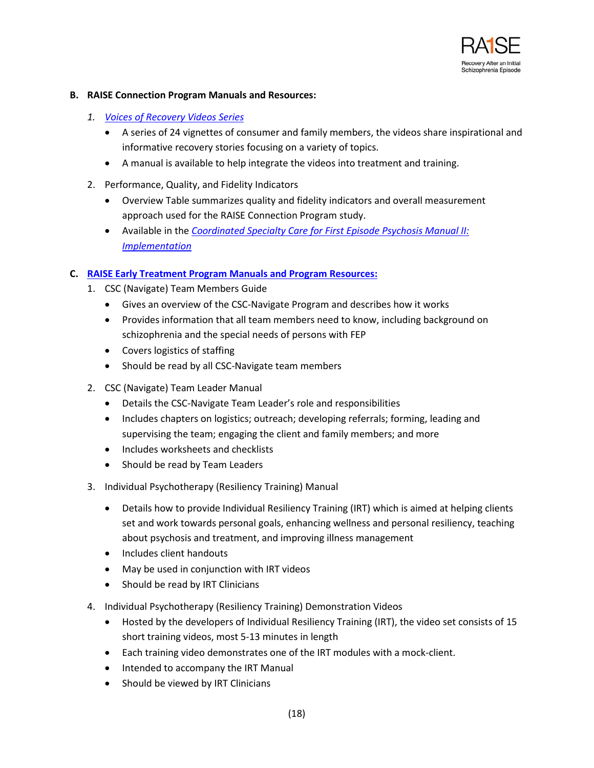**B. RAISE Connection Program Manuals and Resources:**

1. *Voices of Recovery Videos Series*
   - A series of 24 vignettes of consumer and family members, the videos share inspirational and informative recovery stories focusing on a variety of topics.
   - A manual is available to help integrate the videos into treatment and training.
2. Performance, Quality, and Fidelity Indicators
   - Overview Table summarizes quality and fidelity indicators and overall measurement approach used for the RAISE Connection Program study.
   - Available in the *Coordinated Specialty Care for First Episode Psychosis Manual II: Implementation*

**C. RAISE Early Treatment Program Manuals and Program Resources:**

1. CSC (Navigate) Team Members Guide
   - Gives an overview of the CSC-Navigate Program and describes how it works
   - Provides information that all team members need to know, including background on schizophrenia and the special needs of persons with FEP
   - Covers logistics of staffing
   - Should be read by all CSC-Navigate team members
2. CSC (Navigate) Team Leader Manual
   - Details the CSC-Navigate Team Leader's role and responsibilities
   - Includes chapters on logistics; outreach; developing referrals; forming, leading and supervising the team; engaging the client and family members; and more
   - Includes worksheets and checklists
   - Should be read by Team Leaders
3. Individual Psychotherapy (Resiliency Training) Manual
   - Details how to provide Individual Resiliency Training (IRT) which is aimed at helping clients set and work towards personal goals, enhancing wellness and personal resiliency, teaching about psychosis and treatment, and improving illness management
   - Includes client handouts
   - May be used in conjunction with IRT videos
   - Should be read by IRT Clinicians
4. Individual Psychotherapy (Resiliency Training) Demonstration Videos
   - Hosted by the developers of Individual Resiliency Training (IRT), the video set consists of 15 short training videos, most 5-13 minutes in length
   - Each training video demonstrates one of the IRT modules with a mock-client.
   - Intended to accompany the IRT Manual
   - Should be viewed by IRT Clinicians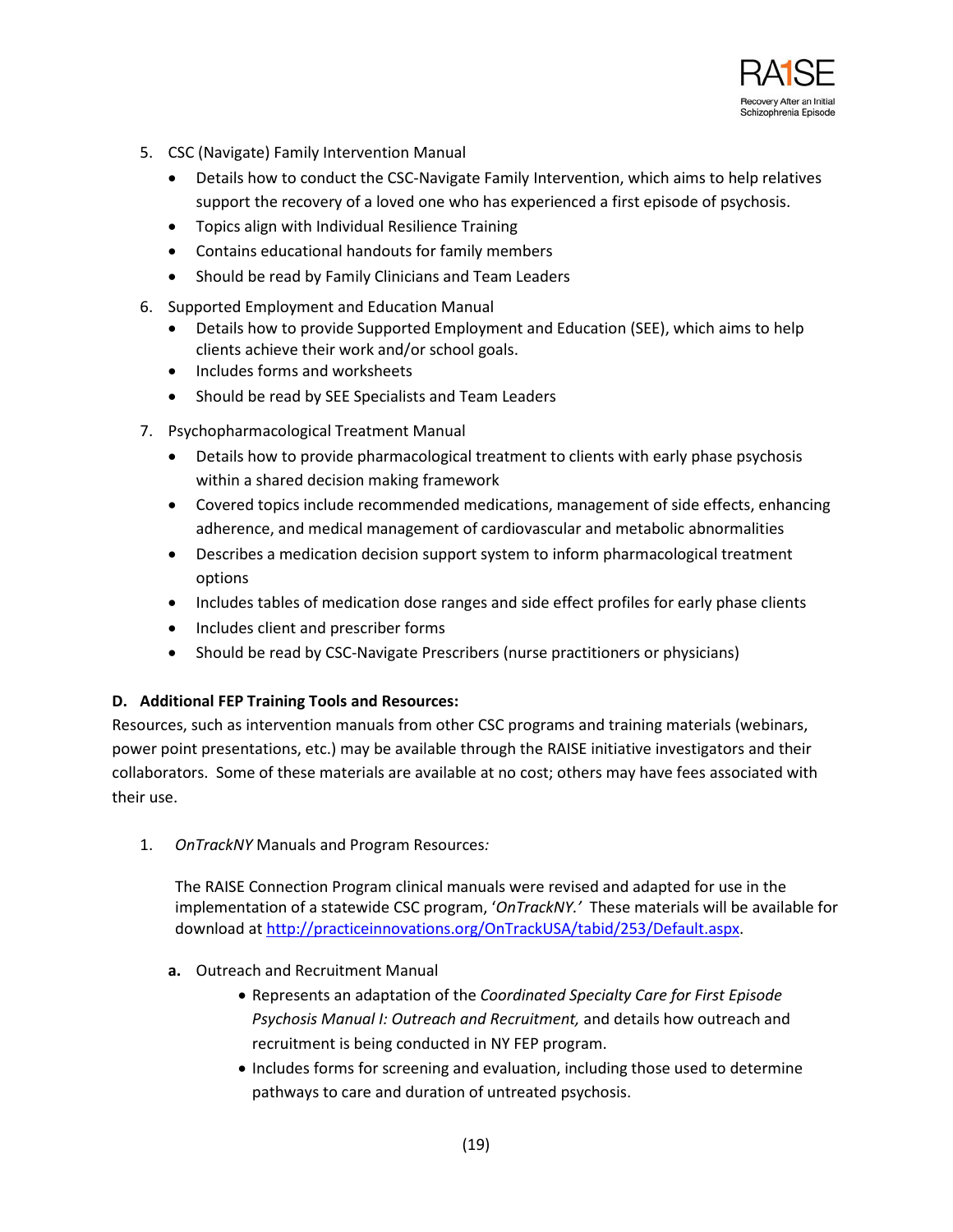5. CSC (Navigate) Family Intervention Manual
    - Details how to conduct the CSC-Navigate Family Intervention, which aims to help relatives support the recovery of a loved one who has experienced a first episode of psychosis.
    - Topics align with Individual Resilience Training
    - Contains educational handouts for family members
    - Should be read by Family Clinicians and Team Leaders
6. Supported Employment and Education Manual
    - Details how to provide Supported Employment and Education (SEE), which aims to help clients achieve their work and/or school goals.
    - Includes forms and worksheets
    - Should be read by SEE Specialists and Team Leaders
7. Psychopharmacological Treatment Manual
    - Details how to provide pharmacological treatment to clients with early phase psychosis within a shared decision making framework
    - Covered topics include recommended medications, management of side effects, enhancing adherence, and medical management of cardiovascular and metabolic abnormalities
    - Describes a medication decision support system to inform pharmacological treatment options
    - Includes tables of medication dose ranges and side effect profiles for early phase clients
    - Includes client and prescriber forms
    - Should be read by CSC-Navigate Prescribers (nurse practitioners or physicians)

**D. Additional FEP Training Tools and Resources:**

Resources, such as intervention manuals from other CSC programs and training materials (webinars, power point presentations, etc.) may be available through the RAISE initiative investigators and their collaborators. Some of these materials are available at no cost; others may have fees associated with their use.

1. *OnTrackNY* Manuals and Program Resources*:*

    The RAISE Connection Program clinical manuals were revised and adapted for use in the implementation of a statewide CSC program, '*OnTrackNY.'* These materials will be available for download at http://practiceinnovations.org/OnTrackUSA/tabid/253/Default.aspx.

    **a.** Outreach and Recruitment Manual
    - Represents an adaptation of the *Coordinated Specialty Care for First Episode Psychosis Manual I: Outreach and Recruitment,* and details how outreach and recruitment is being conducted in NY FEP program.
    - Includes forms for screening and evaluation, including those used to determine pathways to care and duration of untreated psychosis.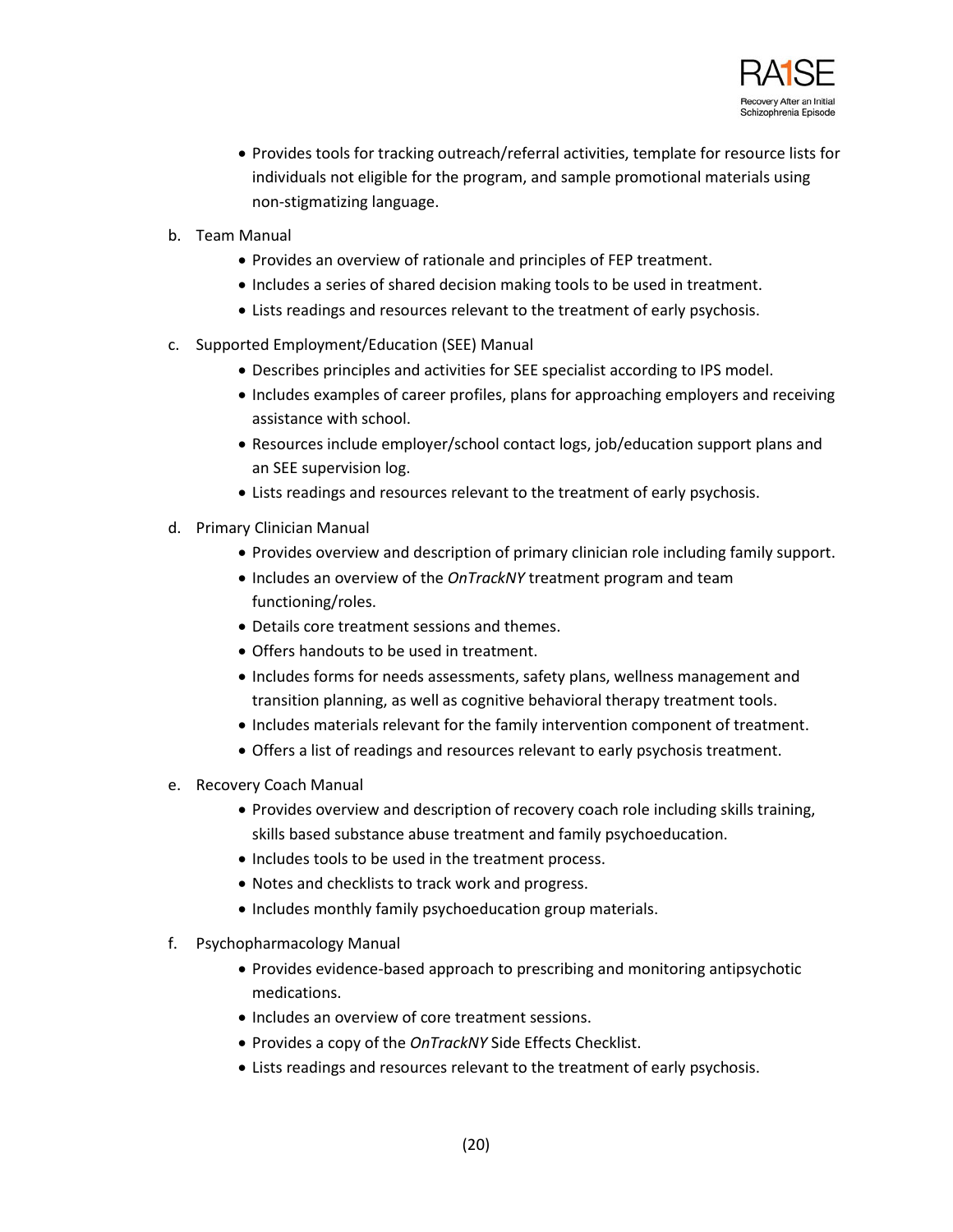- Provides tools for tracking outreach/referral activities, template for resource lists for individuals not eligible for the program, and sample promotional materials using non-stigmatizing language.

b. Team Manual
   - Provides an overview of rationale and principles of FEP treatment.
   - Includes a series of shared decision making tools to be used in treatment.
   - Lists readings and resources relevant to the treatment of early psychosis.

c. Supported Employment/Education (SEE) Manual
   - Describes principles and activities for SEE specialist according to IPS model.
   - Includes examples of career profiles, plans for approaching employers and receiving assistance with school.
   - Resources include employer/school contact logs, job/education support plans and an SEE supervision log.
   - Lists readings and resources relevant to the treatment of early psychosis.

d. Primary Clinician Manual
   - Provides overview and description of primary clinician role including family support.
   - Includes an overview of the *OnTrackNY* treatment program and team functioning/roles.
   - Details core treatment sessions and themes.
   - Offers handouts to be used in treatment.
   - Includes forms for needs assessments, safety plans, wellness management and transition planning, as well as cognitive behavioral therapy treatment tools.
   - Includes materials relevant for the family intervention component of treatment.
   - Offers a list of readings and resources relevant to early psychosis treatment.

e. Recovery Coach Manual
   - Provides overview and description of recovery coach role including skills training, skills based substance abuse treatment and family psychoeducation.
   - Includes tools to be used in the treatment process.
   - Notes and checklists to track work and progress.
   - Includes monthly family psychoeducation group materials.

f. Psychopharmacology Manual
   - Provides evidence-based approach to prescribing and monitoring antipsychotic medications.
   - Includes an overview of core treatment sessions.
   - Provides a copy of the *OnTrackNY* Side Effects Checklist.
   - Lists readings and resources relevant to the treatment of early psychosis.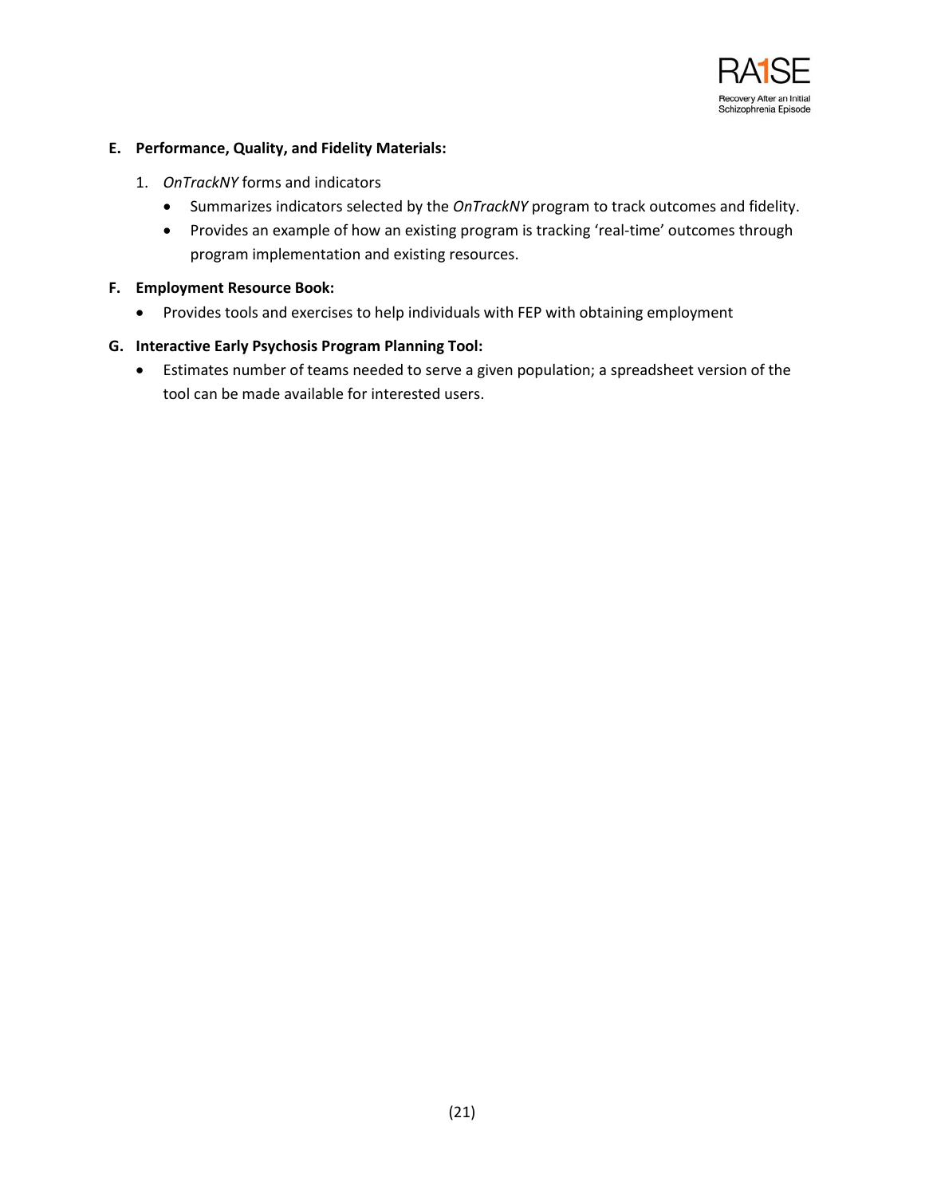**E. Performance, Quality, and Fidelity Materials:**

1. *OnTrackNY* forms and indicators
   - Summarizes indicators selected by the *OnTrackNY* program to track outcomes and fidelity.
   - Provides an example of how an existing program is tracking 'real-time' outcomes through program implementation and existing resources.

**F. Employment Resource Book:**

- Provides tools and exercises to help individuals with FEP with obtaining employment

**G. Interactive Early Psychosis Program Planning Tool:**

- Estimates number of teams needed to serve a given population; a spreadsheet version of the tool can be made available for interested users.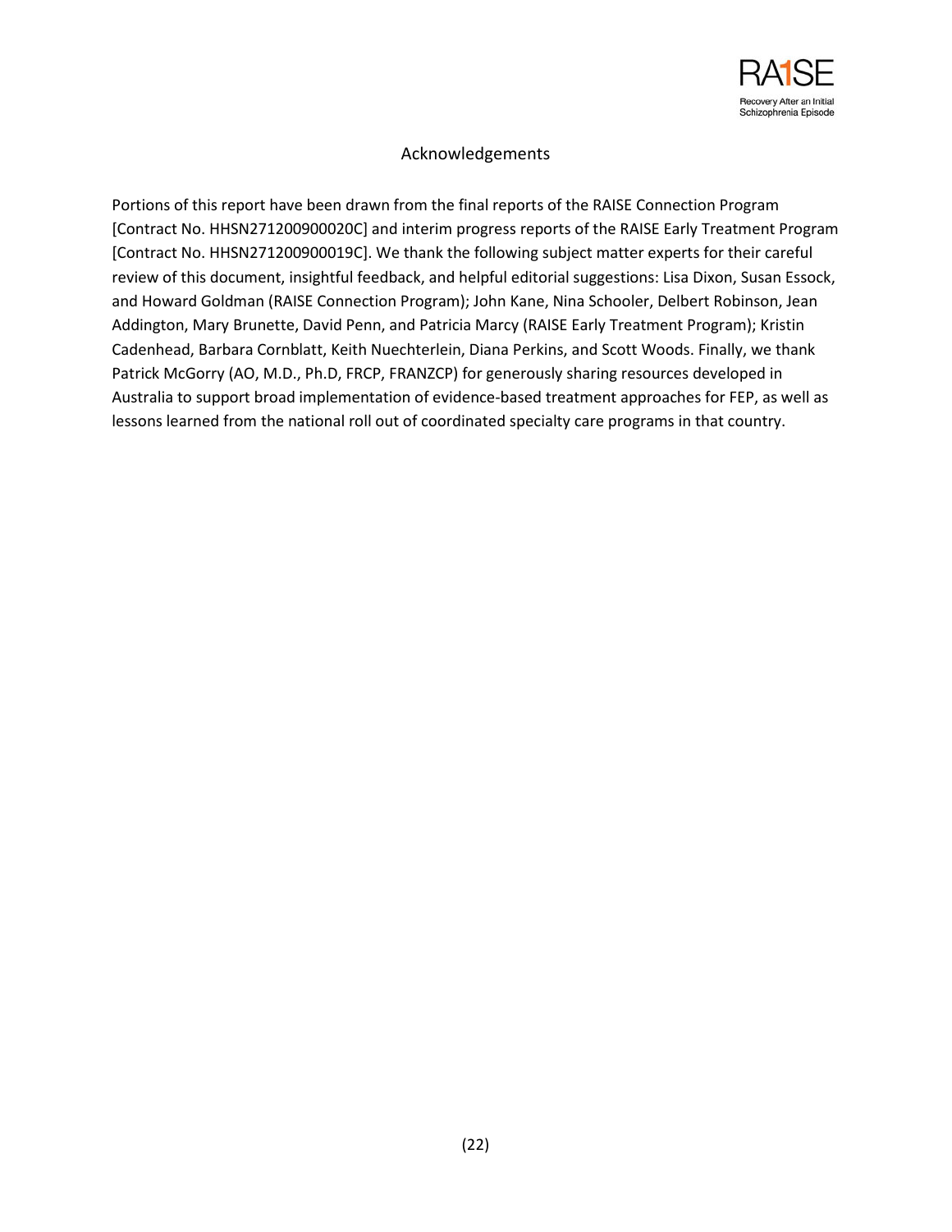## Acknowledgements

Portions of this report have been drawn from the final reports of the RAISE Connection Program [Contract No. HHSN271200900020C] and interim progress reports of the RAISE Early Treatment Program [Contract No. HHSN271200900019C]. We thank the following subject matter experts for their careful review of this document, insightful feedback, and helpful editorial suggestions: Lisa Dixon, Susan Essock, and Howard Goldman (RAISE Connection Program); John Kane, Nina Schooler, Delbert Robinson, Jean Addington, Mary Brunette, David Penn, and Patricia Marcy (RAISE Early Treatment Program); Kristin Cadenhead, Barbara Cornblatt, Keith Nuechterlein, Diana Perkins, and Scott Woods. Finally, we thank Patrick McGorry (AO, M.D., Ph.D, FRCP, FRANZCP) for generously sharing resources developed in Australia to support broad implementation of evidence-based treatment approaches for FEP, as well as lessons learned from the national roll out of coordinated specialty care programs in that country.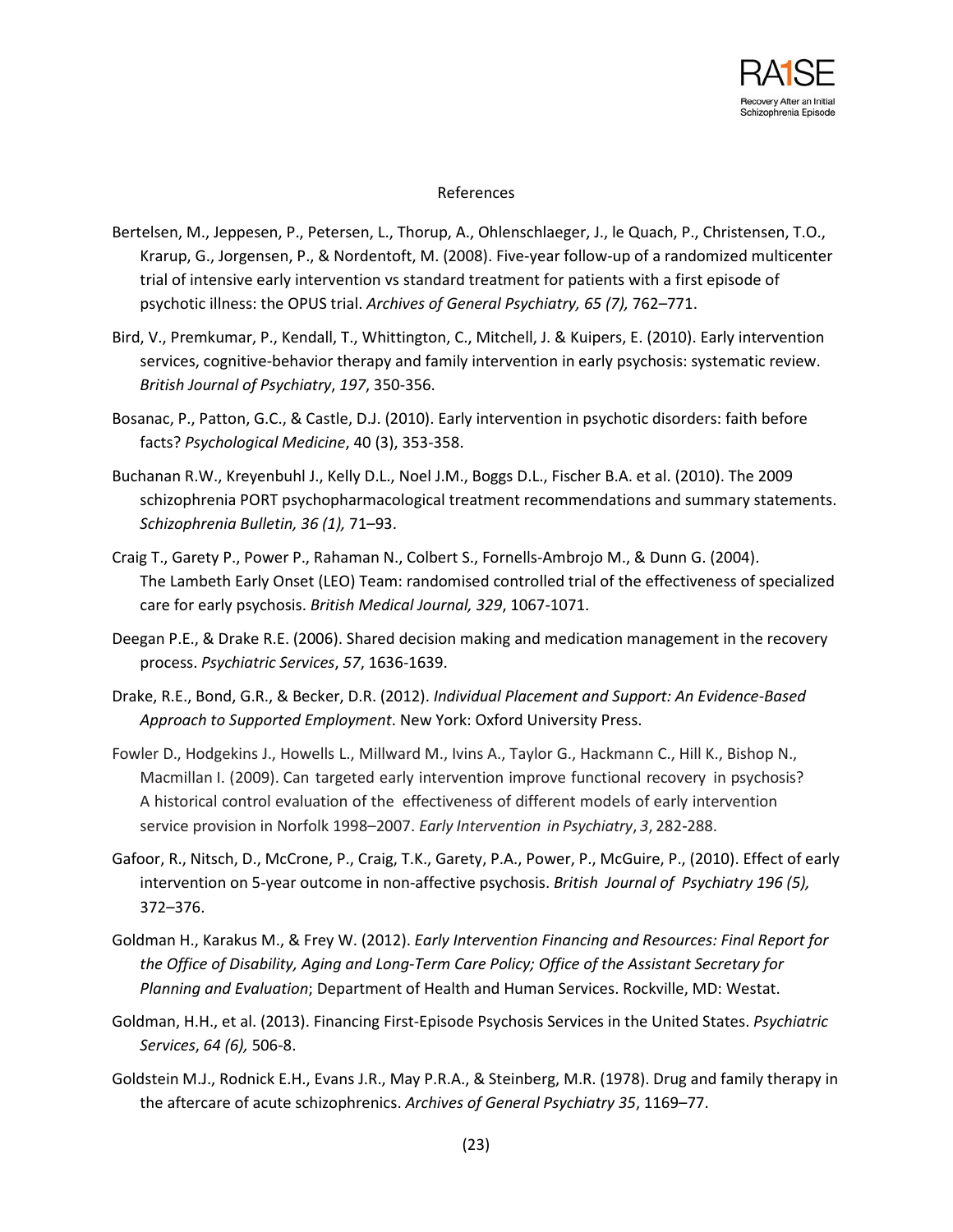## References

Bertelsen, M., Jeppesen, P., Petersen, L., Thorup, A., Ohlenschlaeger, J., le Quach, P., Christensen, T.O., Krarup, G., Jorgensen, P., & Nordentoft, M. (2008). Five-year follow-up of a randomized multicenter trial of intensive early intervention vs standard treatment for patients with a first episode of psychotic illness: the OPUS trial. *Archives of General Psychiatry, 65 (7),* 762–771.

Bird, V., Premkumar, P., Kendall, T., Whittington, C., Mitchell, J. & Kuipers, E. (2010). Early intervention services, cognitive-behavior therapy and family intervention in early psychosis: systematic review. *British Journal of Psychiatry*, *197*, 350-356.

Bosanac, P., Patton, G.C., & Castle, D.J. (2010). Early intervention in psychotic disorders: faith before facts? *Psychological Medicine*, 40 (3), 353-358.

Buchanan R.W., Kreyenbuhl J., Kelly D.L., Noel J.M., Boggs D.L., Fischer B.A. et al. (2010). The 2009 schizophrenia PORT psychopharmacological treatment recommendations and summary statements. *Schizophrenia Bulletin, 36 (1),* 71–93.

Craig T., Garety P., Power P., Rahaman N., Colbert S., Fornells-Ambrojo M., & Dunn G. (2004). The Lambeth Early Onset (LEO) Team: randomised controlled trial of the effectiveness of specialized care for early psychosis. *British Medical Journal, 329*, 1067-1071.

Deegan P.E., & Drake R.E. (2006). Shared decision making and medication management in the recovery process. *Psychiatric Services*, *57*, 1636-1639.

Drake, R.E., Bond, G.R., & Becker, D.R. (2012). *Individual Placement and Support: An Evidence-Based Approach to Supported Employment*. New York: Oxford University Press.

Fowler D., Hodgekins J., Howells L., Millward M., Ivins A., Taylor G., Hackmann C., Hill K., Bishop N., Macmillan I. (2009). Can targeted early intervention improve functional recovery in psychosis? A historical control evaluation of the effectiveness of different models of early intervention service provision in Norfolk 1998–2007. *Early Intervention in Psychiatry*, *3*, 282-288.

Gafoor, R., Nitsch, D., McCrone, P., Craig, T.K., Garety, P.A., Power, P., McGuire, P., (2010). Effect of early intervention on 5-year outcome in non-affective psychosis. *British Journal of Psychiatry 196 (5),* 372–376.

Goldman H., Karakus M., & Frey W. (2012). *Early Intervention Financing and Resources: Final Report for the Office of Disability, Aging and Long-Term Care Policy; Office of the Assistant Secretary for Planning and Evaluation*; Department of Health and Human Services. Rockville, MD: Westat.

Goldman, H.H., et al. (2013). Financing First-Episode Psychosis Services in the United States. *Psychiatric Services*, *64 (6),* 506-8.

Goldstein M.J., Rodnick E.H., Evans J.R., May P.R.A., & Steinberg, M.R. (1978). Drug and family therapy in the aftercare of acute schizophrenics. *Archives of General Psychiatry 35*, 1169–77.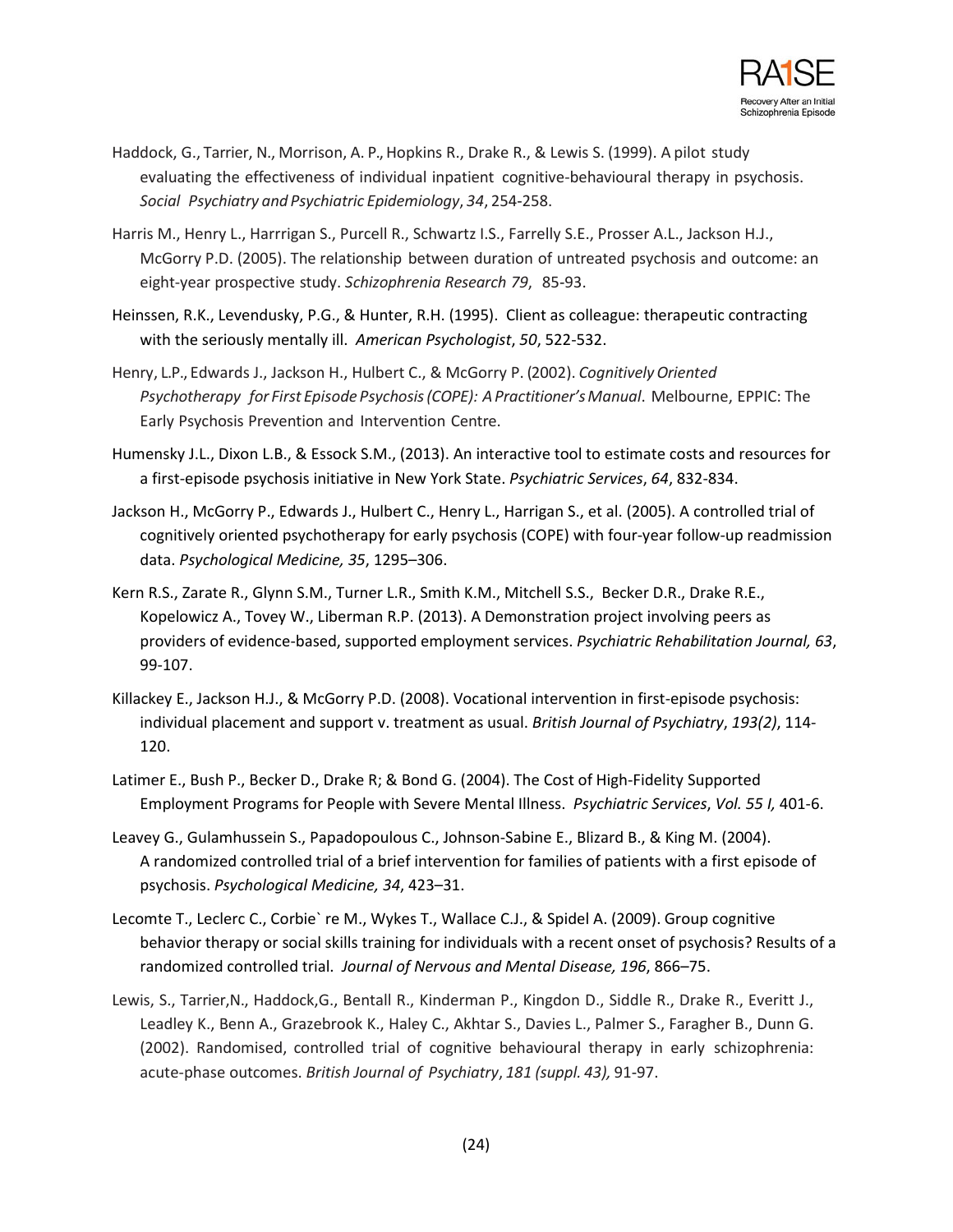Haddock, G., Tarrier, N., Morrison, A. P., Hopkins R., Drake R., & Lewis S. (1999). A pilot study evaluating the effectiveness of individual inpatient cognitive-behavioural therapy in psychosis. *Social Psychiatry and Psychiatric Epidemiology*, *34*, 254-258.

Harris M., Henry L., Harrrigan S., Purcell R., Schwartz I.S., Farrelly S.E., Prosser A.L., Jackson H.J., McGorry P.D. (2005). The relationship between duration of untreated psychosis and outcome: an eight-year prospective study. *Schizophrenia Research 79*, 85-93.

Heinssen, R.K., Levendusky, P.G., & Hunter, R.H. (1995). Client as colleague: therapeutic contracting with the seriously mentally ill. *American Psychologist*, *50*, 522-532.

Henry, L.P., Edwards J., Jackson H., Hulbert C., & McGorry P. (2002). *Cognitively Oriented Psychotherapy for First Episode Psychosis (COPE): A Practitioner's Manual*. Melbourne, EPPIC: The Early Psychosis Prevention and Intervention Centre.

Humensky J.L., Dixon L.B., & Essock S.M., (2013). An interactive tool to estimate costs and resources for a first-episode psychosis initiative in New York State. *Psychiatric Services*, *64*, 832-834.

Jackson H., McGorry P., Edwards J., Hulbert C., Henry L., Harrigan S., et al. (2005). A controlled trial of cognitively oriented psychotherapy for early psychosis (COPE) with four-year follow-up readmission data. *Psychological Medicine, 35*, 1295–306.

Kern R.S., Zarate R., Glynn S.M., Turner L.R., Smith K.M., Mitchell S.S., Becker D.R., Drake R.E., Kopelowicz A., Tovey W., Liberman R.P. (2013). A Demonstration project involving peers as providers of evidence-based, supported employment services. *Psychiatric Rehabilitation Journal, 63*, 99-107.

Killackey E., Jackson H.J., & McGorry P.D. (2008). Vocational intervention in first-episode psychosis: individual placement and support v. treatment as usual. *British Journal of Psychiatry*, *193(2)*, 114-120.

Latimer E., Bush P., Becker D., Drake R; & Bond G. (2004). The Cost of High-Fidelity Supported Employment Programs for People with Severe Mental Illness. *Psychiatric Services*, *Vol. 55 I,* 401-6.

Leavey G., Gulamhussein S., Papadopoulous C., Johnson-Sabine E., Blizard B., & King M. (2004). A randomized controlled trial of a brief intervention for families of patients with a first episode of psychosis. *Psychological Medicine, 34*, 423–31.

Lecomte T., Leclerc C., Corbie` re M., Wykes T., Wallace C.J., & Spidel A. (2009). Group cognitive behavior therapy or social skills training for individuals with a recent onset of psychosis? Results of a randomized controlled trial. *Journal of Nervous and Mental Disease, 196*, 866–75.

Lewis, S., Tarrier,N., Haddock,G., Bentall R., Kinderman P., Kingdon D., Siddle R., Drake R., Everitt J., Leadley K., Benn A., Grazebrook K., Haley C., Akhtar S., Davies L., Palmer S., Faragher B., Dunn G. (2002). Randomised, controlled trial of cognitive behavioural therapy in early schizophrenia: acute-phase outcomes. *British Journal of Psychiatry*, *181 (suppl. 43),* 91-97.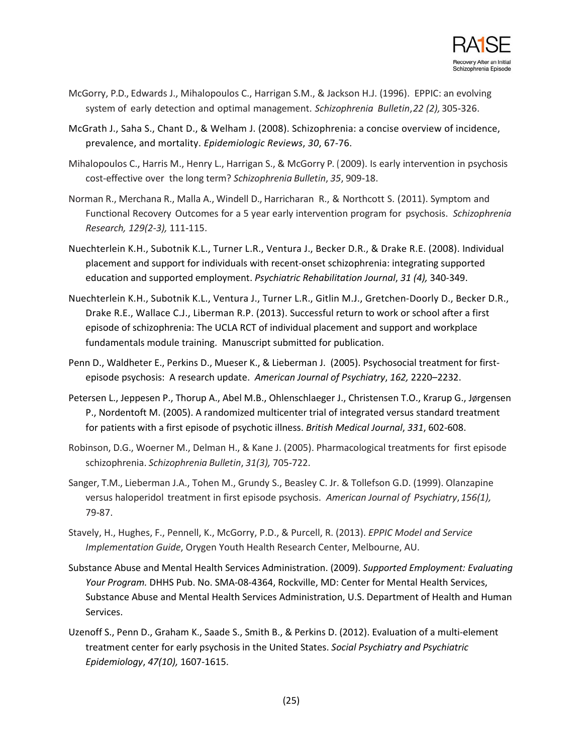McGorry, P.D., Edwards J., Mihalopoulos C., Harrigan S.M., & Jackson H.J. (1996). EPPIC: an evolving system of early detection and optimal management. *Schizophrenia Bulletin*, *22 (2),* 305-326.

McGrath J., Saha S., Chant D., & Welham J. (2008). Schizophrenia: a concise overview of incidence, prevalence, and mortality. *Epidemiologic Reviews*, *30*, 67-76.

Mihalopoulos C., Harris M., Henry L., Harrigan S., & McGorry P. (2009). Is early intervention in psychosis cost-effective over the long term? *Schizophrenia Bulletin*, *35*, 909-18.

Norman R., Merchana R., Malla A., Windell D., Harricharan R., & Northcott S. (2011). Symptom and Functional Recovery Outcomes for a 5 year early intervention program for psychosis. *Schizophrenia Research, 129(2-3),* 111-115.

Nuechterlein K.H., Subotnik K.L., Turner L.R., Ventura J., Becker D.R., & Drake R.E. (2008). Individual placement and support for individuals with recent-onset schizophrenia: integrating supported education and supported employment. *Psychiatric Rehabilitation Journal*, *31 (4),* 340-349.

Nuechterlein K.H., Subotnik K.L., Ventura J., Turner L.R., Gitlin M.J., Gretchen-Doorly D., Becker D.R., Drake R.E., Wallace C.J., Liberman R.P. (2013). Successful return to work or school after a first episode of schizophrenia: The UCLA RCT of individual placement and support and workplace fundamentals module training. Manuscript submitted for publication.

Penn D., Waldheter E., Perkins D., Mueser K., & Lieberman J. (2005). Psychosocial treatment for first-episode psychosis: A research update. *American Journal of Psychiatry*, *162,* 2220–2232.

Petersen L., Jeppesen P., Thorup A., Abel M.B., Ohlenschlaeger J., Christensen T.O., Krarup G., Jørgensen P., Nordentoft M. (2005). A randomized multicenter trial of integrated versus standard treatment for patients with a first episode of psychotic illness. *British Medical Journal*, *331*, 602-608.

Robinson, D.G., Woerner M., Delman H., & Kane J. (2005). Pharmacological treatments for first episode schizophrenia. *Schizophrenia Bulletin*, *31(3),* 705-722.

Sanger, T.M., Lieberman J.A., Tohen M., Grundy S., Beasley C. Jr. & Tollefson G.D. (1999). Olanzapine versus haloperidol treatment in first episode psychosis. *American Journal of Psychiatry*, *156(1),* 79-87.

Stavely, H., Hughes, F., Pennell, K., McGorry, P.D., & Purcell, R. (2013). *EPPIC Model and Service Implementation Guide*, Orygen Youth Health Research Center, Melbourne, AU.

Substance Abuse and Mental Health Services Administration. (2009). *Supported Employment: Evaluating Your Program.* DHHS Pub. No. SMA-08-4364, Rockville, MD: Center for Mental Health Services, Substance Abuse and Mental Health Services Administration, U.S. Department of Health and Human Services.

Uzenoff S., Penn D., Graham K., Saade S., Smith B., & Perkins D. (2012). Evaluation of a multi-element treatment center for early psychosis in the United States. *Social Psychiatry and Psychiatric Epidemiology*, *47(10),* 1607-1615.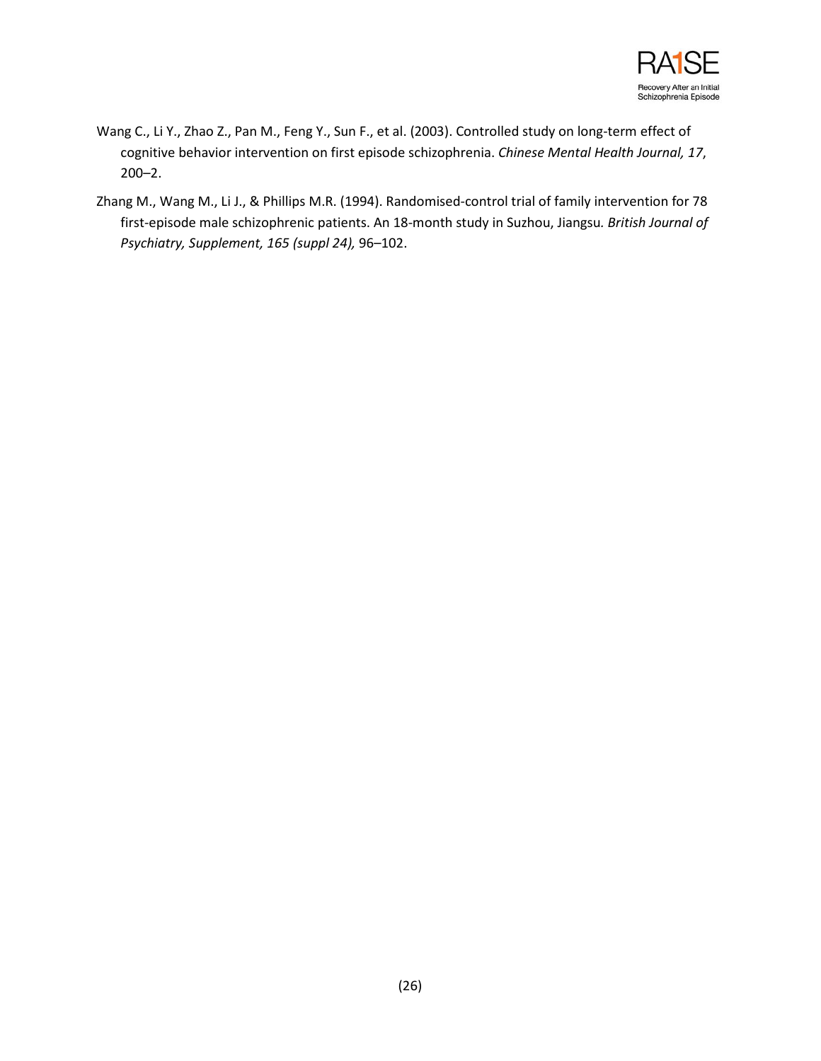Wang C., Li Y., Zhao Z., Pan M., Feng Y., Sun F., et al. (2003). Controlled study on long-term effect of cognitive behavior intervention on first episode schizophrenia. *Chinese Mental Health Journal, 17*, 200–2.

Zhang M., Wang M., Li J., & Phillips M.R. (1994). Randomised-control trial of family intervention for 78 first-episode male schizophrenic patients. An 18-month study in Suzhou, Jiangsu. *British Journal of Psychiatry, Supplement, 165 (suppl 24),* 96–102.